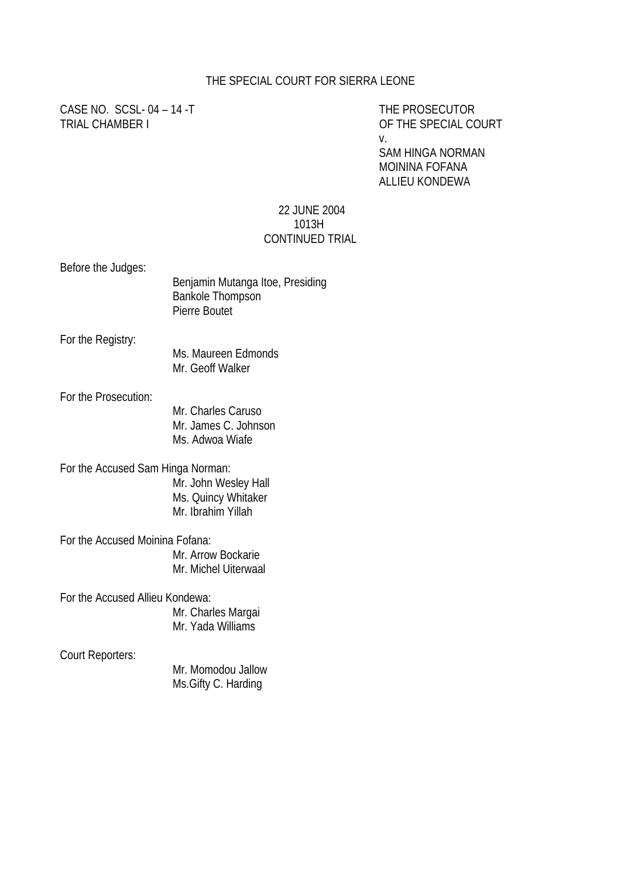THE SPECIAL COURT FOR SIERRA LEONE

CASE NO. SCSL- 04 – 14 -T
TRIAL CHAMBER I

THE PROSECUTOR
OF THE SPECIAL COURT
v.
SAM HINGA NORMAN
MOININA FOFANA
ALLIEU KONDEWA

22 JUNE 2004
1013H
CONTINUED TRIAL

Before the Judges:
Benjamin Mutanga Itoe, Presiding
Bankole Thompson
Pierre Boutet

For the Registry:
Ms. Maureen Edmonds
Mr. Geoff Walker

For the Prosecution:
Mr. Charles Caruso
Mr. James C. Johnson
Ms. Adwoa Wiafe

For the Accused Sam Hinga Norman:
Mr. John Wesley Hall
Ms. Quincy Whitaker
Mr. Ibrahim Yillah

For the Accused Moinina Fofana:
Mr. Arrow Bockarie
Mr. Michel Uiterwaal

For the Accused Allieu Kondewa:
Mr. Charles Margai
Mr. Yada Williams

Court Reporters:
Mr. Momodou Jallow
Ms.Gifty C. Harding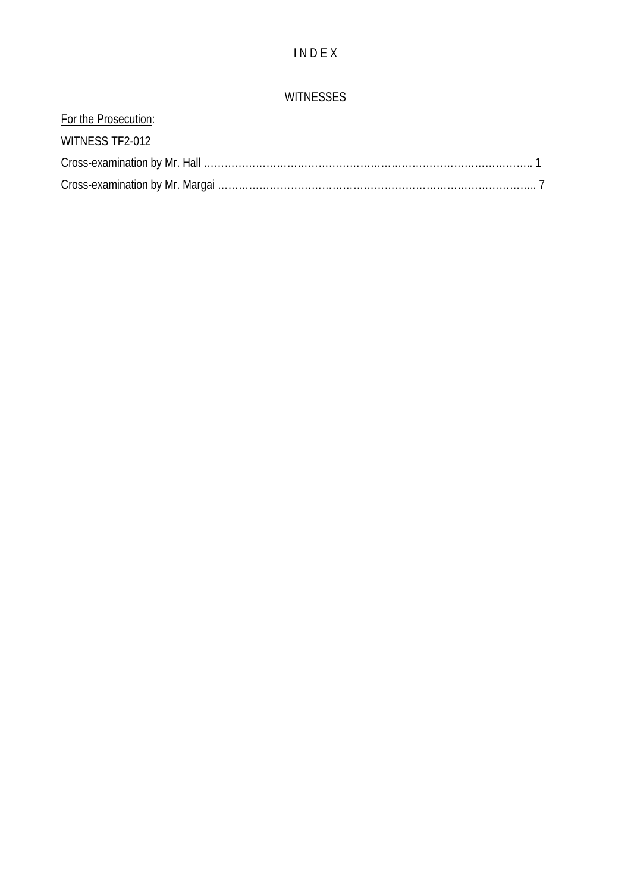# I N D E X

## WITNESSES

For the Prosecution:

WITNESS TF2-012

Cross-examination by Mr. Hall …………………………………………………………………………………….. 1

Cross-examination by Mr. Margai …………………………………………………………………………………... 7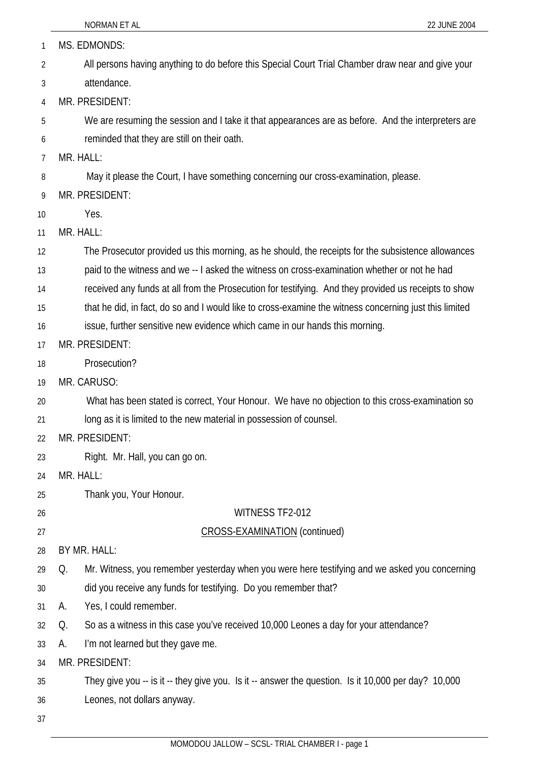MS. EDMONDS:

All persons having anything to do before this Special Court Trial Chamber draw near and give your attendance.

MR. PRESIDENT:

We are resuming the session and I take it that appearances are as before. And the interpreters are reminded that they are still on their oath.

MR. HALL:

May it please the Court, I have something concerning our cross-examination, please.

MR. PRESIDENT:

Yes.

MR. HALL:

The Prosecutor provided us this morning, as he should, the receipts for the subsistence allowances paid to the witness and we -- I asked the witness on cross-examination whether or not he had received any funds at all from the Prosecution for testifying. And they provided us receipts to show that he did, in fact, do so and I would like to cross-examine the witness concerning just this limited issue, further sensitive new evidence which came in our hands this morning.

MR. PRESIDENT:

Prosecution?

MR. CARUSO:

What has been stated is correct, Your Honour. We have no objection to this cross-examination so long as it is limited to the new material in possession of counsel.

MR. PRESIDENT:

Right. Mr. Hall, you can go on.

MR. HALL:

Thank you, Your Honour.

WITNESS TF2-012

CROSS-EXAMINATION (continued)

BY MR. HALL:

Q. Mr. Witness, you remember yesterday when you were here testifying and we asked you concerning did you receive any funds for testifying. Do you remember that?

A. Yes, I could remember.

Q. So as a witness in this case you've received 10,000 Leones a day for your attendance?

A. I'm not learned but they gave me.

MR. PRESIDENT:

They give you -- is it -- they give you. Is it -- answer the question. Is it 10,000 per day? 10,000 Leones, not dollars anyway.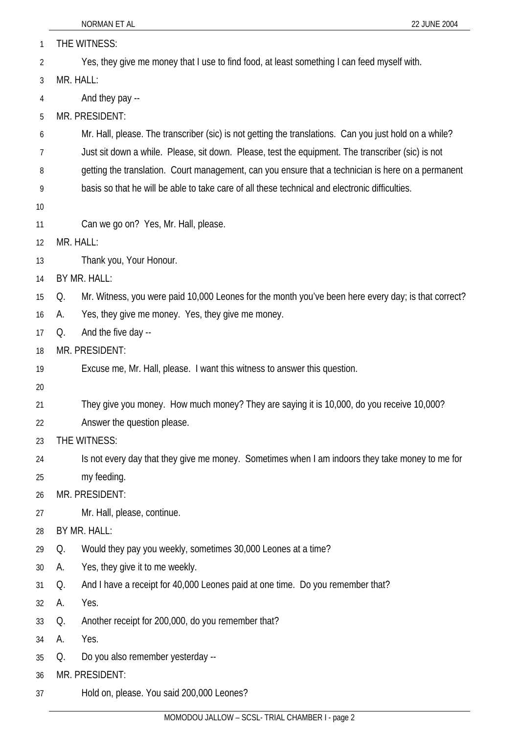THE WITNESS:

Yes, they give me money that I use to find food, at least something I can feed myself with.

MR. HALL:

And they pay --

MR. PRESIDENT:

Mr. Hall, please. The transcriber (sic) is not getting the translations. Can you just hold on a while? Just sit down a while. Please, sit down. Please, test the equipment. The transcriber (sic) is not getting the translation. Court management, can you ensure that a technician is here on a permanent basis so that he will be able to take care of all these technical and electronic difficulties.

Can we go on? Yes, Mr. Hall, please.

MR. HALL:

Thank you, Your Honour.

BY MR. HALL:

Q. Mr. Witness, you were paid 10,000 Leones for the month you've been here every day; is that correct?

A. Yes, they give me money. Yes, they give me money.

Q. And the five day --

MR. PRESIDENT:

Excuse me, Mr. Hall, please. I want this witness to answer this question.

They give you money. How much money? They are saying it is 10,000, do you receive 10,000? Answer the question please.

THE WITNESS:

Is not every day that they give me money. Sometimes when I am indoors they take money to me for my feeding.

MR. PRESIDENT:

Mr. Hall, please, continue.

BY MR. HALL:

Q. Would they pay you weekly, sometimes 30,000 Leones at a time?

A. Yes, they give it to me weekly.

Q. And I have a receipt for 40,000 Leones paid at one time. Do you remember that?

A. Yes.

Q. Another receipt for 200,000, do you remember that?

A. Yes.

Q. Do you also remember yesterday --

MR. PRESIDENT:

Hold on, please. You said 200,000 Leones?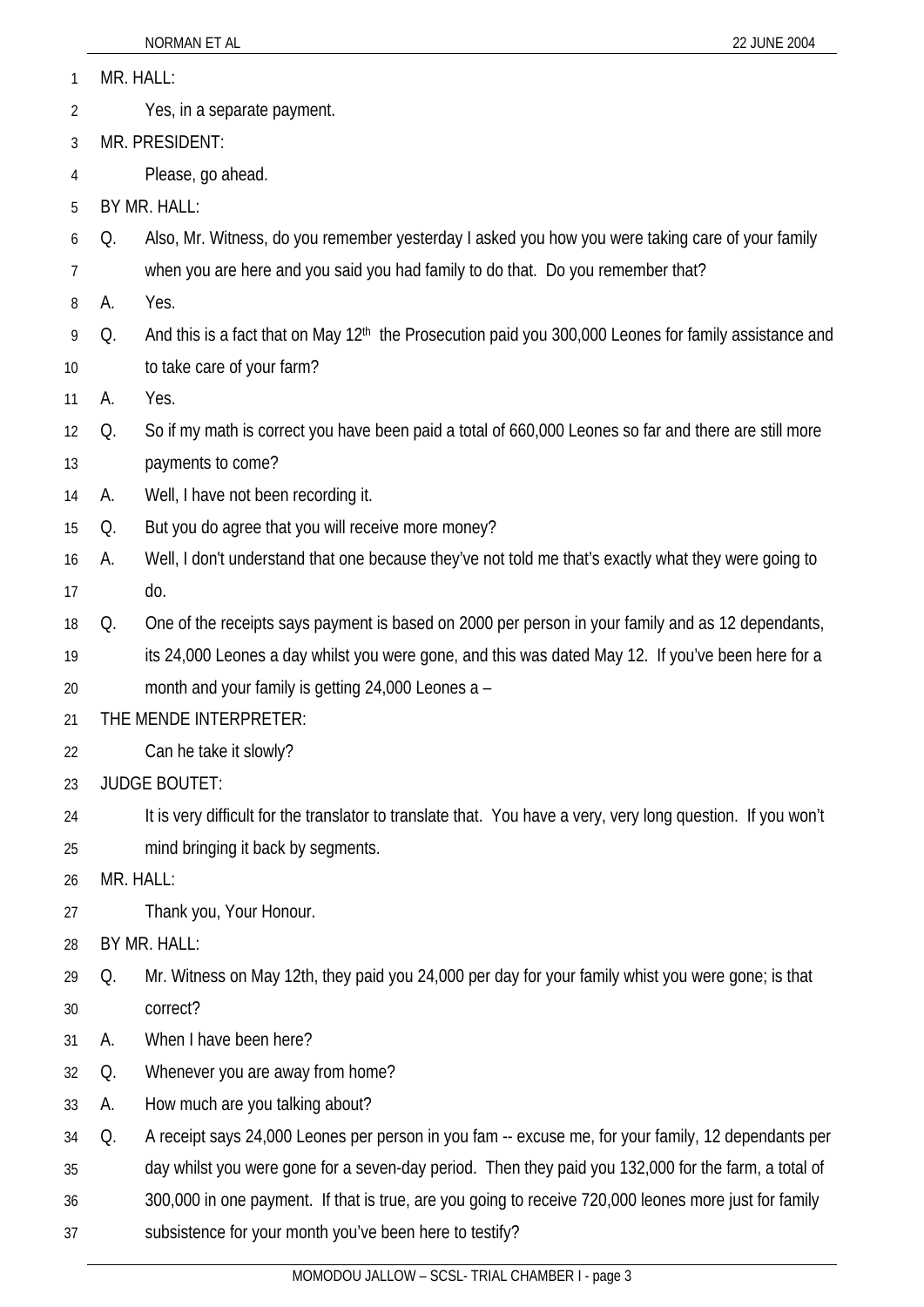MR. HALL:

Yes, in a separate payment.

MR. PRESIDENT:

Please, go ahead.

BY MR. HALL:

Q. Also, Mr. Witness, do you remember yesterday I asked you how you were taking care of your family when you are here and you said you had family to do that. Do you remember that?

A. Yes.

Q. And this is a fact that on May 12th the Prosecution paid you 300,000 Leones for family assistance and to take care of your farm?

A. Yes.

Q. So if my math is correct you have been paid a total of 660,000 Leones so far and there are still more payments to come?

A. Well, I have not been recording it.

Q. But you do agree that you will receive more money?

A. Well, I don't understand that one because they've not told me that's exactly what they were going to do.

Q. One of the receipts says payment is based on 2000 per person in your family and as 12 dependants, its 24,000 Leones a day whilst you were gone, and this was dated May 12. If you've been here for a month and your family is getting 24,000 Leones a –

THE MENDE INTERPRETER:

Can he take it slowly?

JUDGE BOUTET:

It is very difficult for the translator to translate that. You have a very, very long question. If you won't mind bringing it back by segments.

MR. HALL:

Thank you, Your Honour.

BY MR. HALL:

Q. Mr. Witness on May 12th, they paid you 24,000 per day for your family whist you were gone; is that correct?

A. When I have been here?

Q. Whenever you are away from home?

A. How much are you talking about?

Q. A receipt says 24,000 Leones per person in you fam -- excuse me, for your family, 12 dependants per day whilst you were gone for a seven-day period. Then they paid you 132,000 for the farm, a total of 300,000 in one payment. If that is true, are you going to receive 720,000 leones more just for family subsistence for your month you've been here to testify?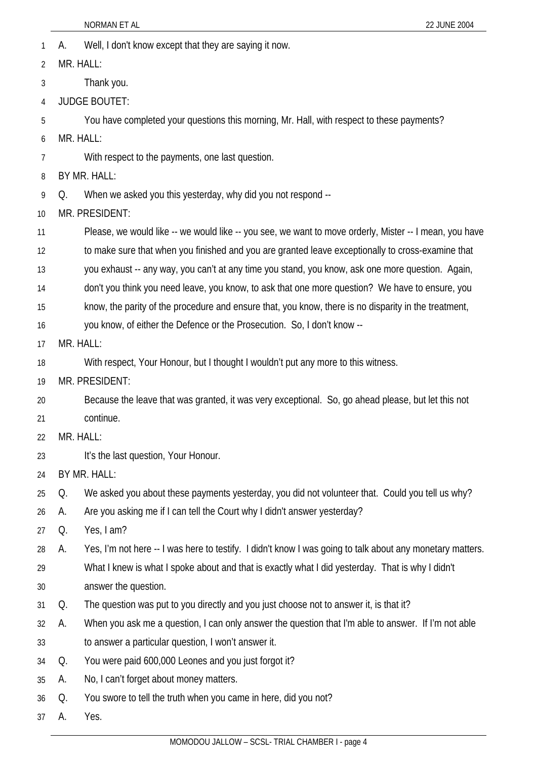A. Well, I don't know except that they are saying it now.

MR. HALL:

Thank you.

JUDGE BOUTET:

You have completed your questions this morning, Mr. Hall, with respect to these payments?

MR. HALL:

With respect to the payments, one last question.

BY MR. HALL:

Q. When we asked you this yesterday, why did you not respond --

MR. PRESIDENT:

Please, we would like -- we would like -- you see, we want to move orderly, Mister -- I mean, you have to make sure that when you finished and you are granted leave exceptionally to cross-examine that you exhaust -- any way, you can't at any time you stand, you know, ask one more question. Again, don't you think you need leave, you know, to ask that one more question? We have to ensure, you know, the parity of the procedure and ensure that, you know, there is no disparity in the treatment, you know, of either the Defence or the Prosecution. So, I don't know --

MR. HALL:

With respect, Your Honour, but I thought I wouldn't put any more to this witness.

MR. PRESIDENT:

Because the leave that was granted, it was very exceptional. So, go ahead please, but let this not continue.

MR. HALL:

It's the last question, Your Honour.

BY MR. HALL:

Q. We asked you about these payments yesterday, you did not volunteer that. Could you tell us why?

A. Are you asking me if I can tell the Court why I didn't answer yesterday?

Q. Yes, I am?

A. Yes, I'm not here -- I was here to testify. I didn't know I was going to talk about any monetary matters. What I knew is what I spoke about and that is exactly what I did yesterday. That is why I didn't answer the question.

Q. The question was put to you directly and you just choose not to answer it, is that it?

A. When you ask me a question, I can only answer the question that I'm able to answer. If I'm not able to answer a particular question, I won't answer it.

Q. You were paid 600,000 Leones and you just forgot it?

A. No, I can't forget about money matters.

Q. You swore to tell the truth when you came in here, did you not?

A. Yes.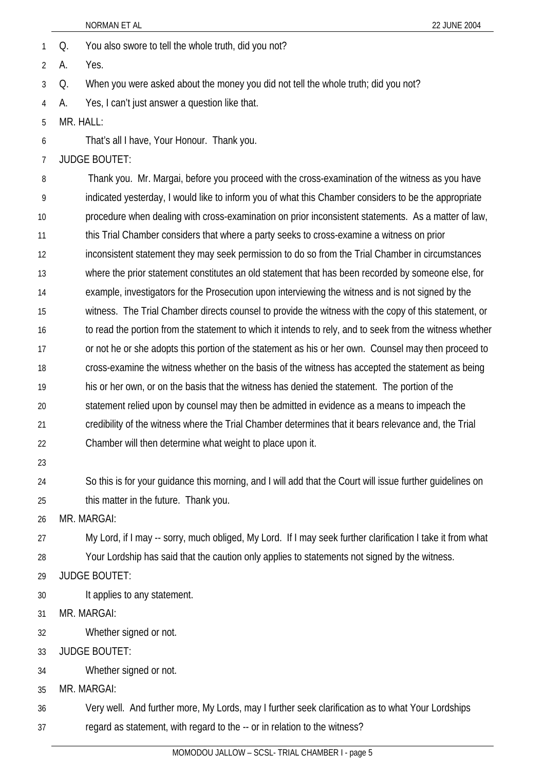Q. You also swore to tell the whole truth, did you not?

A. Yes.

Q. When you were asked about the money you did not tell the whole truth; did you not?

A. Yes, I can't just answer a question like that.

MR. HALL:

That's all I have, Your Honour. Thank you.

JUDGE BOUTET:

Thank you. Mr. Margai, before you proceed with the cross-examination of the witness as you have indicated yesterday, I would like to inform you of what this Chamber considers to be the appropriate procedure when dealing with cross-examination on prior inconsistent statements. As a matter of law, this Trial Chamber considers that where a party seeks to cross-examine a witness on prior inconsistent statement they may seek permission to do so from the Trial Chamber in circumstances where the prior statement constitutes an old statement that has been recorded by someone else, for example, investigators for the Prosecution upon interviewing the witness and is not signed by the witness. The Trial Chamber directs counsel to provide the witness with the copy of this statement, or to read the portion from the statement to which it intends to rely, and to seek from the witness whether or not he or she adopts this portion of the statement as his or her own. Counsel may then proceed to cross-examine the witness whether on the basis of the witness has accepted the statement as being his or her own, or on the basis that the witness has denied the statement. The portion of the statement relied upon by counsel may then be admitted in evidence as a means to impeach the credibility of the witness where the Trial Chamber determines that it bears relevance and, the Trial Chamber will then determine what weight to place upon it.

So this is for your guidance this morning, and I will add that the Court will issue further guidelines on this matter in the future. Thank you.

MR. MARGAI:

My Lord, if I may -- sorry, much obliged, My Lord. If I may seek further clarification I take it from what Your Lordship has said that the caution only applies to statements not signed by the witness.

JUDGE BOUTET:

It applies to any statement.

MR. MARGAI:

Whether signed or not.

JUDGE BOUTET:

Whether signed or not.

MR. MARGAI:

Very well. And further more, My Lords, may I further seek clarification as to what Your Lordships regard as statement, with regard to the -- or in relation to the witness?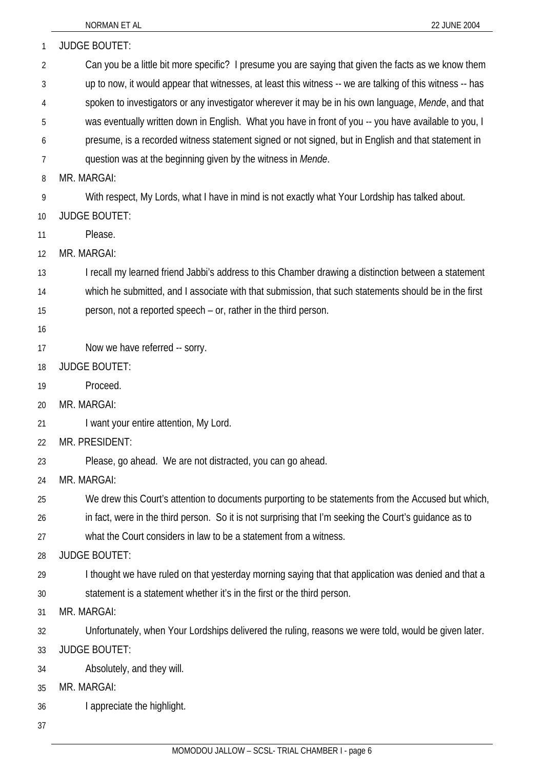JUDGE BOUTET:

Can you be a little bit more specific? I presume you are saying that given the facts as we know them up to now, it would appear that witnesses, at least this witness -- we are talking of this witness -- has spoken to investigators or any investigator wherever it may be in his own language, *Mende*, and that was eventually written down in English. What you have in front of you -- you have available to you, I presume, is a recorded witness statement signed or not signed, but in English and that statement in question was at the beginning given by the witness in *Mende*.

MR. MARGAI:

With respect, My Lords, what I have in mind is not exactly what Your Lordship has talked about.

JUDGE BOUTET:

Please.

MR. MARGAI:

I recall my learned friend Jabbi's address to this Chamber drawing a distinction between a statement which he submitted, and I associate with that submission, that such statements should be in the first person, not a reported speech – or, rather in the third person.

Now we have referred -- sorry.

JUDGE BOUTET:

Proceed.

MR. MARGAI:

I want your entire attention, My Lord.

MR. PRESIDENT:

Please, go ahead. We are not distracted, you can go ahead.

MR. MARGAI:

We drew this Court's attention to documents purporting to be statements from the Accused but which, in fact, were in the third person. So it is not surprising that I'm seeking the Court's guidance as to what the Court considers in law to be a statement from a witness.

JUDGE BOUTET:

I thought we have ruled on that yesterday morning saying that that application was denied and that a statement is a statement whether it's in the first or the third person.

MR. MARGAI:

Unfortunately, when Your Lordships delivered the ruling, reasons we were told, would be given later.

JUDGE BOUTET:

Absolutely, and they will.

MR. MARGAI:

I appreciate the highlight.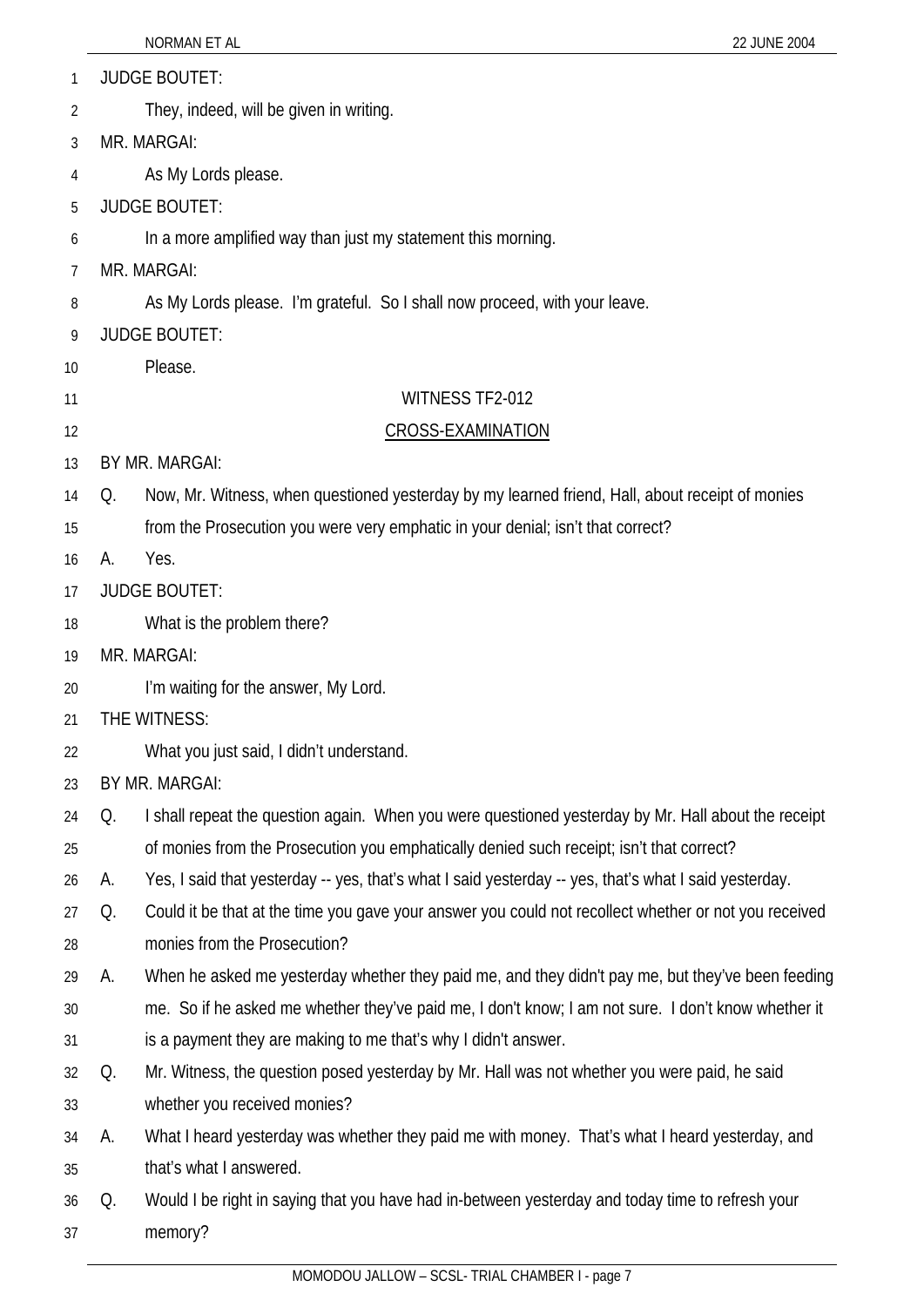JUDGE BOUTET:

They, indeed, will be given in writing.

MR. MARGAI:

As My Lords please.

JUDGE BOUTET:

In a more amplified way than just my statement this morning.

MR. MARGAI:

As My Lords please. I'm grateful. So I shall now proceed, with your leave.

JUDGE BOUTET:

Please.

WITNESS TF2-012

CROSS-EXAMINATION

BY MR. MARGAI:

Q. Now, Mr. Witness, when questioned yesterday by my learned friend, Hall, about receipt of monies from the Prosecution you were very emphatic in your denial; isn't that correct?

A. Yes.

JUDGE BOUTET:

What is the problem there?

MR. MARGAI:

I'm waiting for the answer, My Lord.

THE WITNESS:

What you just said, I didn't understand.

BY MR. MARGAI:

Q. I shall repeat the question again. When you were questioned yesterday by Mr. Hall about the receipt of monies from the Prosecution you emphatically denied such receipt; isn't that correct?

A. Yes, I said that yesterday -- yes, that's what I said yesterday -- yes, that's what I said yesterday.

Q. Could it be that at the time you gave your answer you could not recollect whether or not you received monies from the Prosecution?

A. When he asked me yesterday whether they paid me, and they didn't pay me, but they've been feeding me. So if he asked me whether they've paid me, I don't know; I am not sure. I don't know whether it is a payment they are making to me that's why I didn't answer.

Q. Mr. Witness, the question posed yesterday by Mr. Hall was not whether you were paid, he said whether you received monies?

A. What I heard yesterday was whether they paid me with money. That's what I heard yesterday, and that's what I answered.

Q. Would I be right in saying that you have had in-between yesterday and today time to refresh your memory?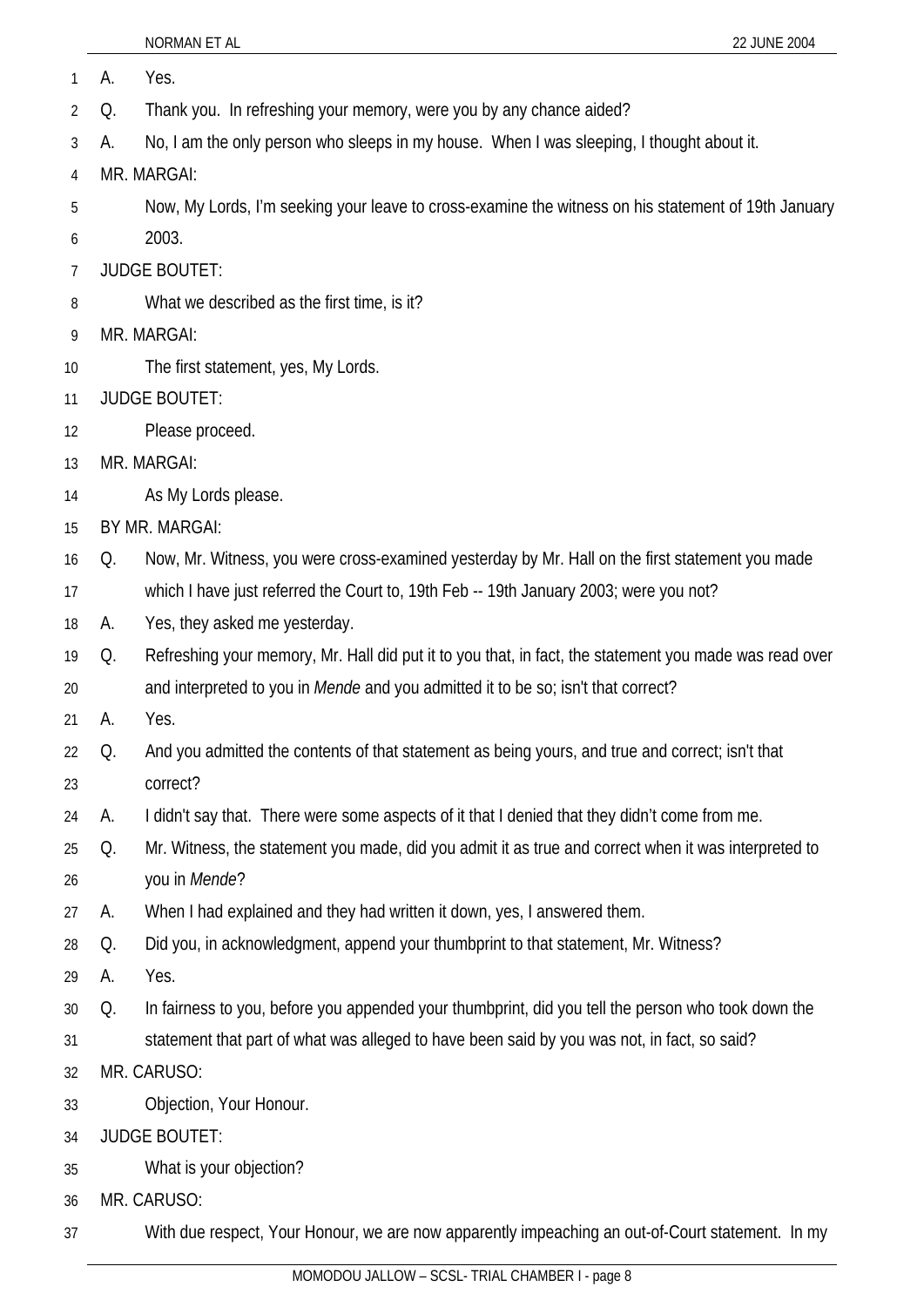A. Yes.

Q. Thank you. In refreshing your memory, were you by any chance aided?

A. No, I am the only person who sleeps in my house. When I was sleeping, I thought about it.

MR. MARGAI:

Now, My Lords, I'm seeking your leave to cross-examine the witness on his statement of 19th January 2003.

JUDGE BOUTET:

What we described as the first time, is it?

MR. MARGAI:

The first statement, yes, My Lords.

JUDGE BOUTET:

Please proceed.

MR. MARGAI:

As My Lords please.

BY MR. MARGAI:

Q. Now, Mr. Witness, you were cross-examined yesterday by Mr. Hall on the first statement you made which I have just referred the Court to, 19th Feb -- 19th January 2003; were you not?

A. Yes, they asked me yesterday.

Q. Refreshing your memory, Mr. Hall did put it to you that, in fact, the statement you made was read over and interpreted to you in *Mende* and you admitted it to be so; isn't that correct?

A. Yes.

Q. And you admitted the contents of that statement as being yours, and true and correct; isn't that correct?

A. I didn't say that. There were some aspects of it that I denied that they didn't come from me.

Q. Mr. Witness, the statement you made, did you admit it as true and correct when it was interpreted to you in *Mende*?

A. When I had explained and they had written it down, yes, I answered them.

Q. Did you, in acknowledgment, append your thumbprint to that statement, Mr. Witness?

A. Yes.

Q. In fairness to you, before you appended your thumbprint, did you tell the person who took down the statement that part of what was alleged to have been said by you was not, in fact, so said?

MR. CARUSO:

Objection, Your Honour.

JUDGE BOUTET:

What is your objection?

MR. CARUSO:

With due respect, Your Honour, we are now apparently impeaching an out-of-Court statement. In my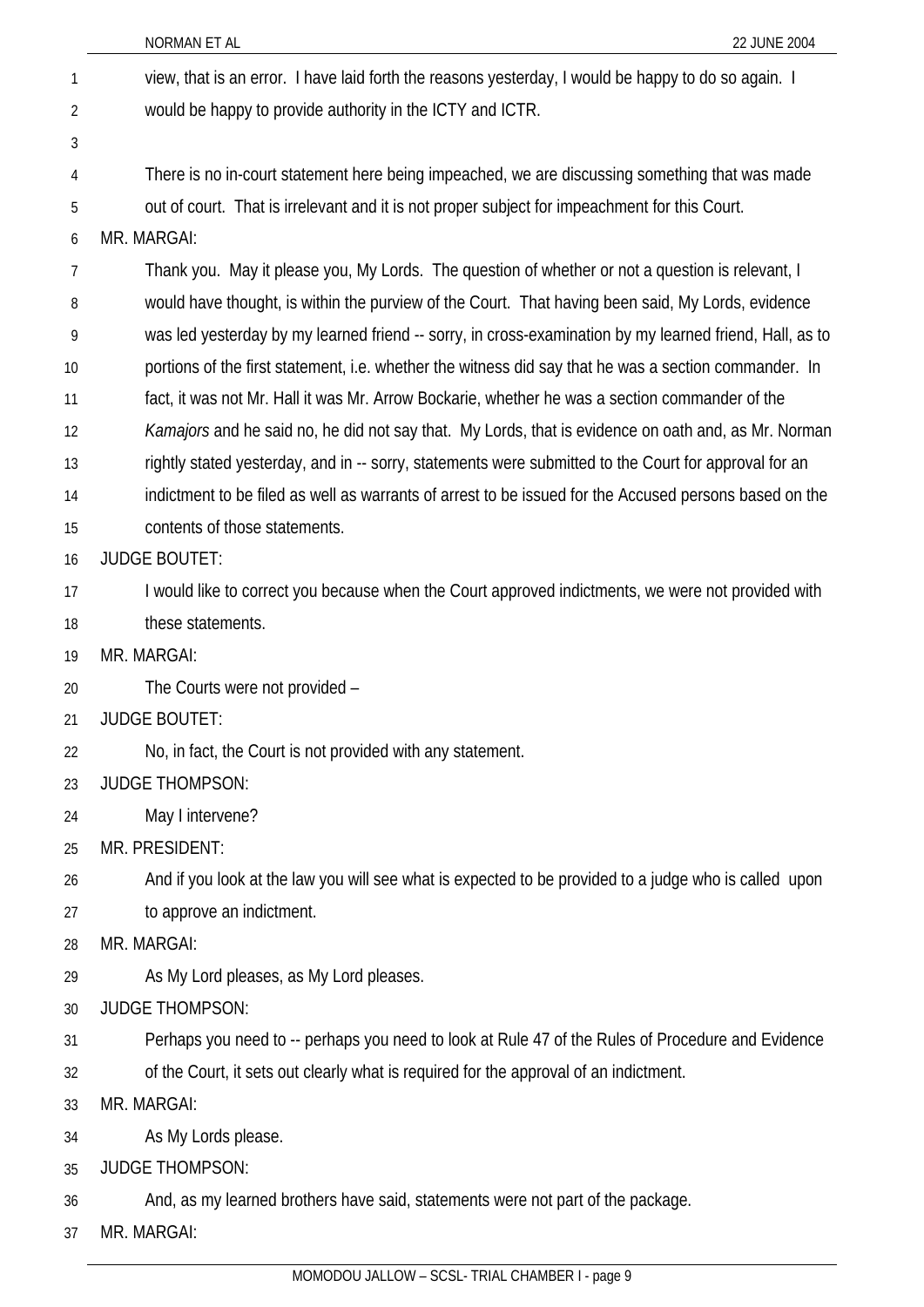view, that is an error. I have laid forth the reasons yesterday, I would be happy to do so again. I would be happy to provide authority in the ICTY and ICTR.

There is no in-court statement here being impeached, we are discussing something that was made out of court. That is irrelevant and it is not proper subject for impeachment for this Court.

MR. MARGAI:

Thank you. May it please you, My Lords. The question of whether or not a question is relevant, I would have thought, is within the purview of the Court. That having been said, My Lords, evidence was led yesterday by my learned friend -- sorry, in cross-examination by my learned friend, Hall, as to portions of the first statement, i.e. whether the witness did say that he was a section commander. In fact, it was not Mr. Hall it was Mr. Arrow Bockarie, whether he was a section commander of the *Kamajors* and he said no, he did not say that. My Lords, that is evidence on oath and, as Mr. Norman rightly stated yesterday, and in -- sorry, statements were submitted to the Court for approval for an indictment to be filed as well as warrants of arrest to be issued for the Accused persons based on the contents of those statements.

JUDGE BOUTET:

I would like to correct you because when the Court approved indictments, we were not provided with these statements.

MR. MARGAI:

The Courts were not provided –

JUDGE BOUTET:

No, in fact, the Court is not provided with any statement.

JUDGE THOMPSON:

May I intervene?

MR. PRESIDENT:

And if you look at the law you will see what is expected to be provided to a judge who is called upon to approve an indictment.

MR. MARGAI:

As My Lord pleases, as My Lord pleases.

JUDGE THOMPSON:

Perhaps you need to -- perhaps you need to look at Rule 47 of the Rules of Procedure and Evidence of the Court, it sets out clearly what is required for the approval of an indictment.

MR. MARGAI:

As My Lords please.

JUDGE THOMPSON:

And, as my learned brothers have said, statements were not part of the package.

MR. MARGAI: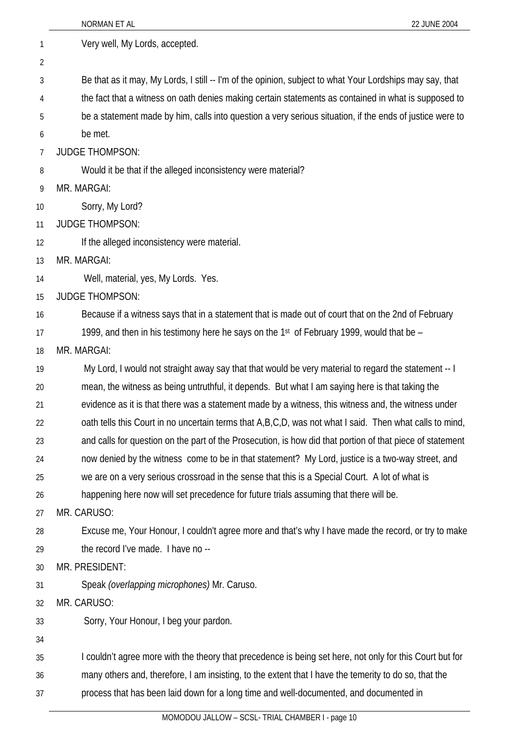Very well, My Lords, accepted.

Be that as it may, My Lords, I still -- I'm of the opinion, subject to what Your Lordships may say, that the fact that a witness on oath denies making certain statements as contained in what is supposed to be a statement made by him, calls into question a very serious situation, if the ends of justice were to be met.

JUDGE THOMPSON:

Would it be that if the alleged inconsistency were material?

MR. MARGAI:

Sorry, My Lord?

JUDGE THOMPSON:

If the alleged inconsistency were material.

MR. MARGAI:

Well, material, yes, My Lords. Yes.

JUDGE THOMPSON:

Because if a witness says that in a statement that is made out of court that on the 2nd of February 1999, and then in his testimony here he says on the 1st of February 1999, would that be –

MR. MARGAI:

My Lord, I would not straight away say that that would be very material to regard the statement -- I mean, the witness as being untruthful, it depends. But what I am saying here is that taking the evidence as it is that there was a statement made by a witness, this witness and, the witness under oath tells this Court in no uncertain terms that A,B,C,D, was not what I said. Then what calls to mind, and calls for question on the part of the Prosecution, is how did that portion of that piece of statement now denied by the witness come to be in that statement? My Lord, justice is a two-way street, and we are on a very serious crossroad in the sense that this is a Special Court. A lot of what is happening here now will set precedence for future trials assuming that there will be.

MR. CARUSO:

Excuse me, Your Honour, I couldn't agree more and that's why I have made the record, or try to make the record I've made. I have no --

MR. PRESIDENT:

Speak *(overlapping microphones)* Mr. Caruso.

MR. CARUSO:

Sorry, Your Honour, I beg your pardon.

I couldn't agree more with the theory that precedence is being set here, not only for this Court but for many others and, therefore, I am insisting, to the extent that I have the temerity to do so, that the process that has been laid down for a long time and well-documented, and documented in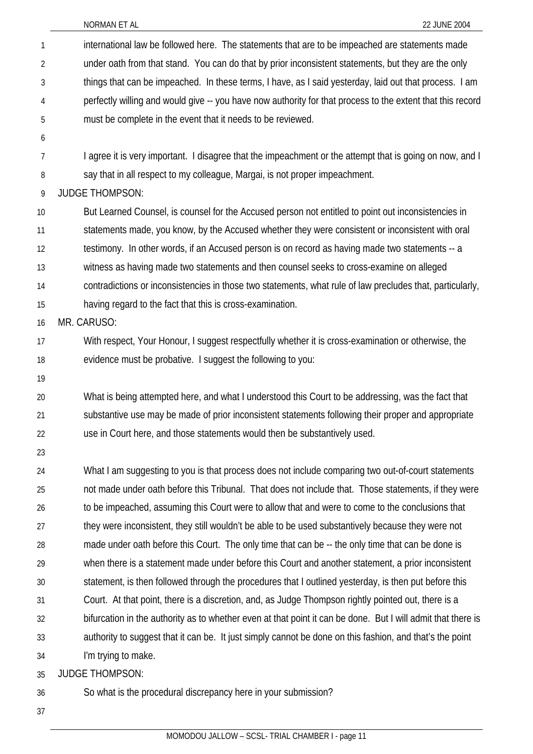international law be followed here. The statements that are to be impeached are statements made under oath from that stand. You can do that by prior inconsistent statements, but they are the only things that can be impeached. In these terms, I have, as I said yesterday, laid out that process. I am perfectly willing and would give -- you have now authority for that process to the extent that this record must be complete in the event that it needs to be reviewed.

I agree it is very important. I disagree that the impeachment or the attempt that is going on now, and I say that in all respect to my colleague, Margai, is not proper impeachment.

JUDGE THOMPSON:

But Learned Counsel, is counsel for the Accused person not entitled to point out inconsistencies in statements made, you know, by the Accused whether they were consistent or inconsistent with oral testimony. In other words, if an Accused person is on record as having made two statements -- a witness as having made two statements and then counsel seeks to cross-examine on alleged contradictions or inconsistencies in those two statements, what rule of law precludes that, particularly, having regard to the fact that this is cross-examination.

MR. CARUSO:

With respect, Your Honour, I suggest respectfully whether it is cross-examination or otherwise, the evidence must be probative. I suggest the following to you:

What is being attempted here, and what I understood this Court to be addressing, was the fact that substantive use may be made of prior inconsistent statements following their proper and appropriate use in Court here, and those statements would then be substantively used.

What I am suggesting to you is that process does not include comparing two out-of-court statements not made under oath before this Tribunal. That does not include that. Those statements, if they were to be impeached, assuming this Court were to allow that and were to come to the conclusions that they were inconsistent, they still wouldn't be able to be used substantively because they were not made under oath before this Court. The only time that can be -- the only time that can be done is when there is a statement made under before this Court and another statement, a prior inconsistent statement, is then followed through the procedures that I outlined yesterday, is then put before this Court. At that point, there is a discretion, and, as Judge Thompson rightly pointed out, there is a bifurcation in the authority as to whether even at that point it can be done. But I will admit that there is authority to suggest that it can be. It just simply cannot be done on this fashion, and that's the point I'm trying to make.

JUDGE THOMPSON:

So what is the procedural discrepancy here in your submission?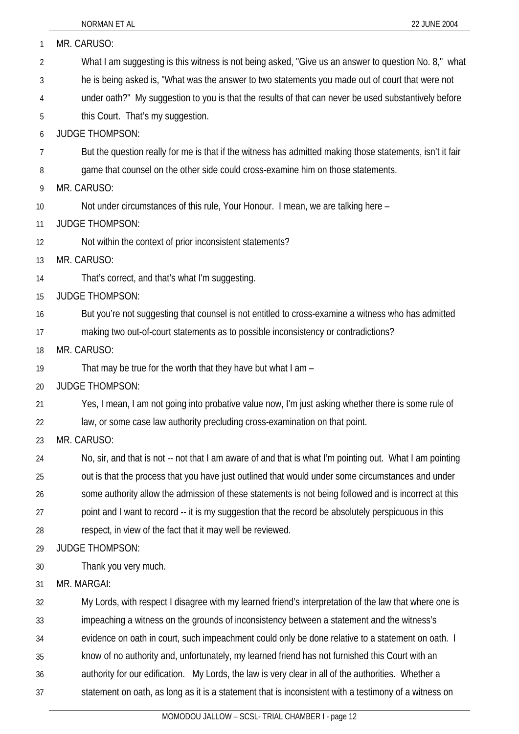MR. CARUSO:

What I am suggesting is this witness is not being asked, "Give us an answer to question No. 8," what he is being asked is, "What was the answer to two statements you made out of court that were not under oath?" My suggestion to you is that the results of that can never be used substantively before this Court. That's my suggestion.

JUDGE THOMPSON:

But the question really for me is that if the witness has admitted making those statements, isn't it fair game that counsel on the other side could cross-examine him on those statements.

MR. CARUSO:

Not under circumstances of this rule, Your Honour. I mean, we are talking here –

JUDGE THOMPSON:

Not within the context of prior inconsistent statements?

MR. CARUSO:

That's correct, and that's what I'm suggesting.

JUDGE THOMPSON:

But you're not suggesting that counsel is not entitled to cross-examine a witness who has admitted making two out-of-court statements as to possible inconsistency or contradictions?

MR. CARUSO:

That may be true for the worth that they have but what I am –

JUDGE THOMPSON:

Yes, I mean, I am not going into probative value now, I'm just asking whether there is some rule of law, or some case law authority precluding cross-examination on that point.

MR. CARUSO:

No, sir, and that is not -- not that I am aware of and that is what I'm pointing out. What I am pointing out is that the process that you have just outlined that would under some circumstances and under some authority allow the admission of these statements is not being followed and is incorrect at this point and I want to record -- it is my suggestion that the record be absolutely perspicuous in this respect, in view of the fact that it may well be reviewed.

JUDGE THOMPSON:

Thank you very much.

MR. MARGAI:

My Lords, with respect I disagree with my learned friend's interpretation of the law that where one is impeaching a witness on the grounds of inconsistency between a statement and the witness's evidence on oath in court, such impeachment could only be done relative to a statement on oath. I know of no authority and, unfortunately, my learned friend has not furnished this Court with an authority for our edification. My Lords, the law is very clear in all of the authorities. Whether a statement on oath, as long as it is a statement that is inconsistent with a testimony of a witness on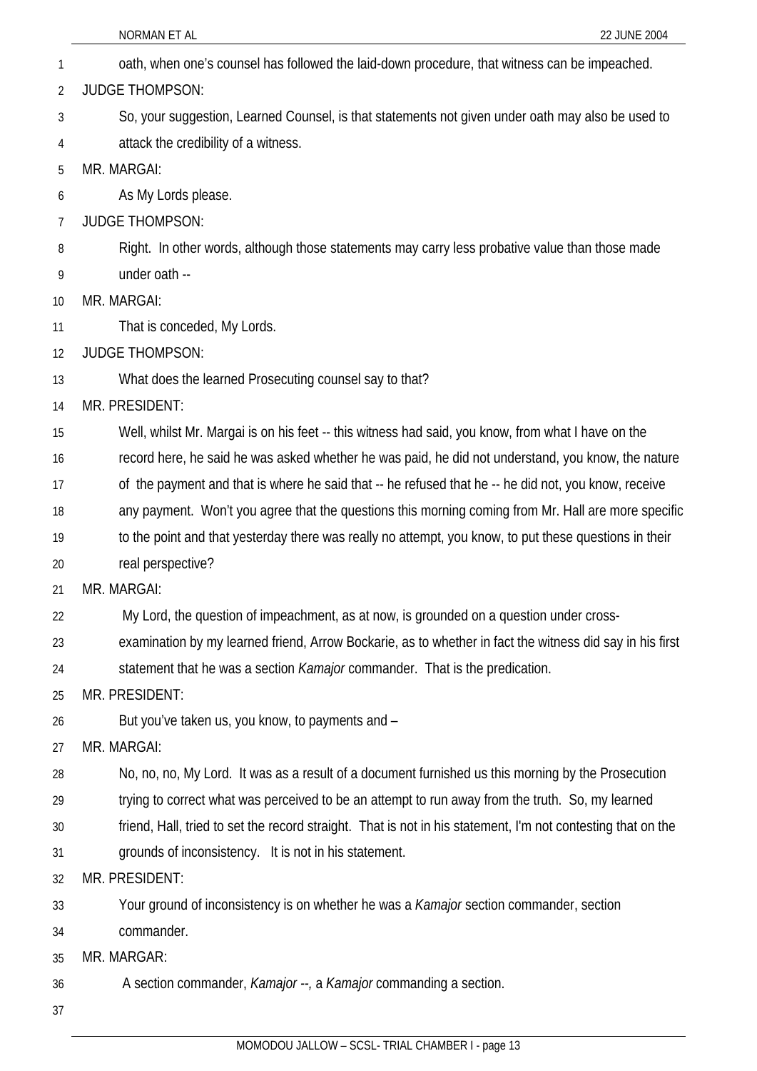oath, when one's counsel has followed the laid-down procedure, that witness can be impeached.

JUDGE THOMPSON:

So, your suggestion, Learned Counsel, is that statements not given under oath may also be used to attack the credibility of a witness.

MR. MARGAI:

As My Lords please.

JUDGE THOMPSON:

Right. In other words, although those statements may carry less probative value than those made under oath --

MR. MARGAI:

That is conceded, My Lords.

JUDGE THOMPSON:

What does the learned Prosecuting counsel say to that?

MR. PRESIDENT:

Well, whilst Mr. Margai is on his feet -- this witness had said, you know, from what I have on the record here, he said he was asked whether he was paid, he did not understand, you know, the nature of the payment and that is where he said that -- he refused that he -- he did not, you know, receive any payment. Won't you agree that the questions this morning coming from Mr. Hall are more specific to the point and that yesterday there was really no attempt, you know, to put these questions in their real perspective?

MR. MARGAI:

My Lord, the question of impeachment, as at now, is grounded on a question under cross-examination by my learned friend, Arrow Bockarie, as to whether in fact the witness did say in his first statement that he was a section *Kamajor* commander. That is the predication.

MR. PRESIDENT:

But you've taken us, you know, to payments and –

MR. MARGAI:

No, no, no, My Lord. It was as a result of a document furnished us this morning by the Prosecution trying to correct what was perceived to be an attempt to run away from the truth. So, my learned friend, Hall, tried to set the record straight. That is not in his statement, I'm not contesting that on the grounds of inconsistency. It is not in his statement.

MR. PRESIDENT:

Your ground of inconsistency is on whether he was a *Kamajor* section commander, section commander.

MR. MARGAR:

A section commander, *Kamajor* --, a *Kamajor* commanding a section.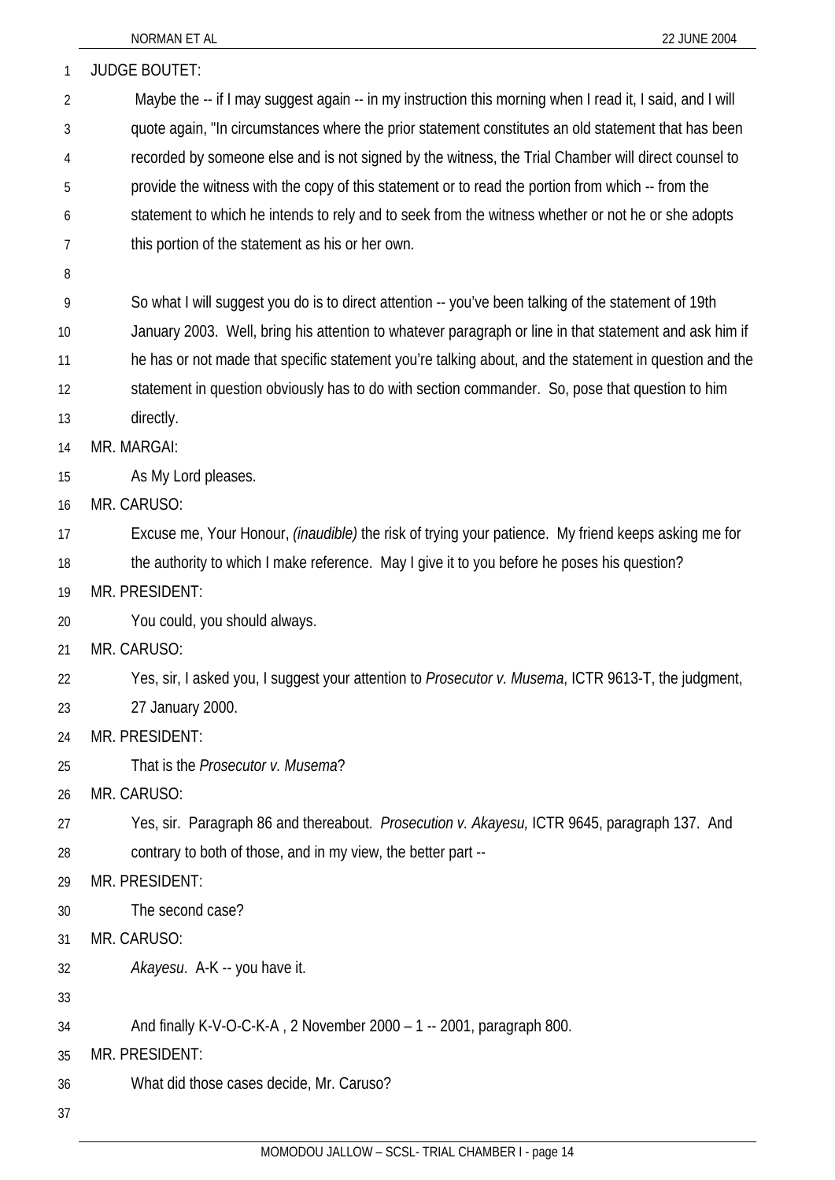JUDGE BOUTET:

Maybe the -- if I may suggest again -- in my instruction this morning when I read it, I said, and I will quote again, "In circumstances where the prior statement constitutes an old statement that has been recorded by someone else and is not signed by the witness, the Trial Chamber will direct counsel to provide the witness with the copy of this statement or to read the portion from which -- from the statement to which he intends to rely and to seek from the witness whether or not he or she adopts this portion of the statement as his or her own.

So what I will suggest you do is to direct attention -- you've been talking of the statement of 19th January 2003. Well, bring his attention to whatever paragraph or line in that statement and ask him if he has or not made that specific statement you're talking about, and the statement in question and the statement in question obviously has to do with section commander. So, pose that question to him directly.

MR. MARGAI:

As My Lord pleases.

MR. CARUSO:

Excuse me, Your Honour, *(inaudible)* the risk of trying your patience. My friend keeps asking me for the authority to which I make reference. May I give it to you before he poses his question?

MR. PRESIDENT:

You could, you should always.

MR. CARUSO:

Yes, sir, I asked you, I suggest your attention to *Prosecutor v. Musema*, ICTR 9613-T, the judgment, 27 January 2000.

MR. PRESIDENT:

That is the *Prosecutor v. Musema*?

MR. CARUSO:

Yes, sir. Paragraph 86 and thereabout. *Prosecution v. Akayesu,* ICTR 9645, paragraph 137. And contrary to both of those, and in my view, the better part --

MR. PRESIDENT:

The second case?

MR. CARUSO:

*Akayesu*. A-K -- you have it.

And finally K-V-O-C-K-A , 2 November 2000 – 1 -- 2001, paragraph 800.

MR. PRESIDENT:

What did those cases decide, Mr. Caruso?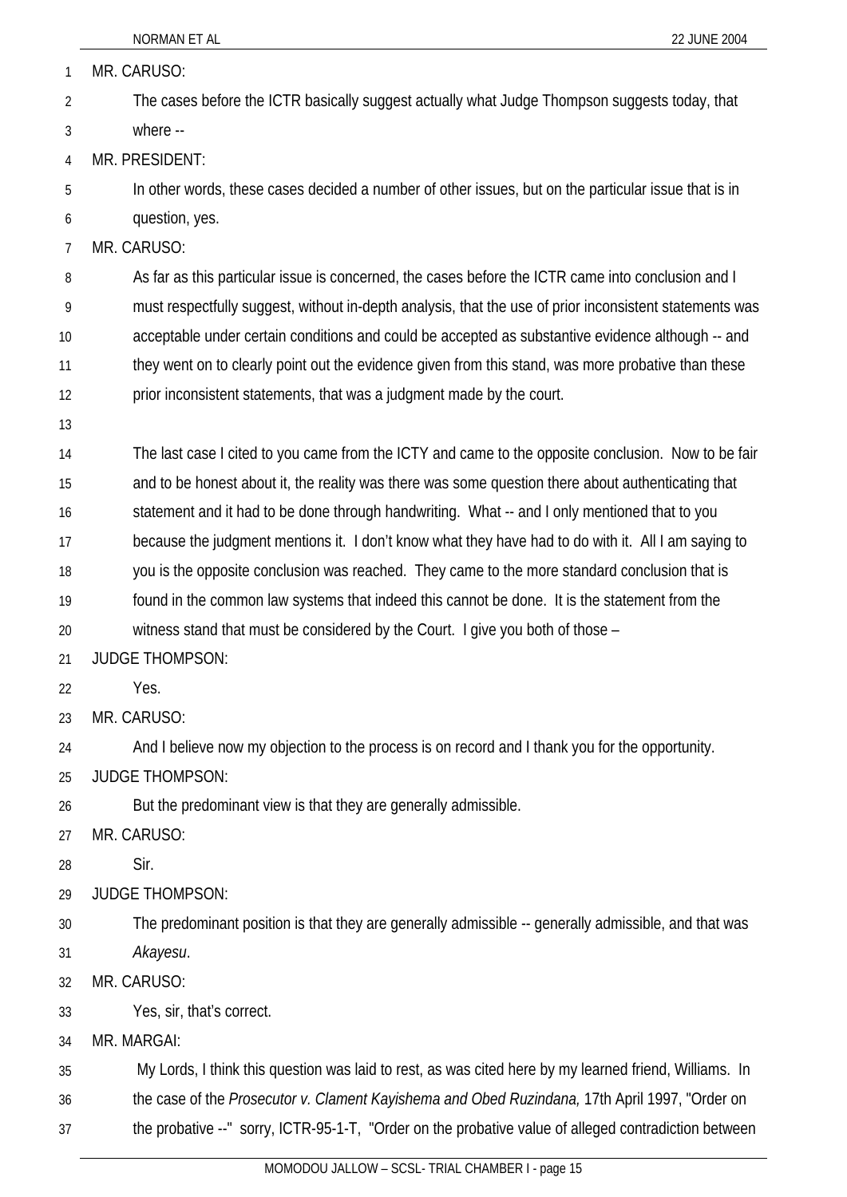MR. CARUSO:

The cases before the ICTR basically suggest actually what Judge Thompson suggests today, that where --

MR. PRESIDENT:

In other words, these cases decided a number of other issues, but on the particular issue that is in question, yes.

MR. CARUSO:

As far as this particular issue is concerned, the cases before the ICTR came into conclusion and I must respectfully suggest, without in-depth analysis, that the use of prior inconsistent statements was acceptable under certain conditions and could be accepted as substantive evidence although -- and they went on to clearly point out the evidence given from this stand, was more probative than these prior inconsistent statements, that was a judgment made by the court.

The last case I cited to you came from the ICTY and came to the opposite conclusion. Now to be fair and to be honest about it, the reality was there was some question there about authenticating that statement and it had to be done through handwriting. What -- and I only mentioned that to you because the judgment mentions it. I don't know what they have had to do with it. All I am saying to you is the opposite conclusion was reached. They came to the more standard conclusion that is found in the common law systems that indeed this cannot be done. It is the statement from the witness stand that must be considered by the Court. I give you both of those –

JUDGE THOMPSON:

Yes.

MR. CARUSO:

And I believe now my objection to the process is on record and I thank you for the opportunity.

JUDGE THOMPSON:

But the predominant view is that they are generally admissible.

MR. CARUSO:

Sir.

JUDGE THOMPSON:

The predominant position is that they are generally admissible -- generally admissible, and that was *Akayesu*.

MR. CARUSO:

Yes, sir, that's correct.

MR. MARGAI:

My Lords, I think this question was laid to rest, as was cited here by my learned friend, Williams. In the case of the *Prosecutor v. Clament Kayishema and Obed Ruzindana,* 17th April 1997, "Order on the probative --" sorry, ICTR-95-1-T, "Order on the probative value of alleged contradiction between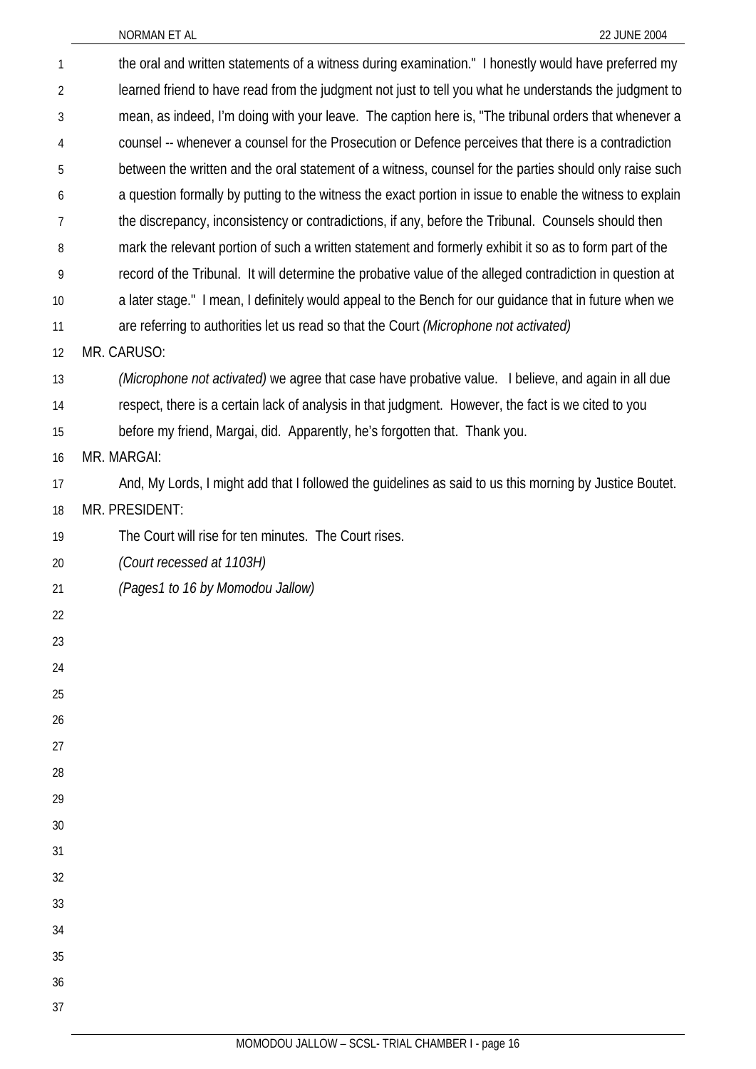the oral and written statements of a witness during examination." I honestly would have preferred my learned friend to have read from the judgment not just to tell you what he understands the judgment to mean, as indeed, I'm doing with your leave. The caption here is, "The tribunal orders that whenever a counsel -- whenever a counsel for the Prosecution or Defence perceives that there is a contradiction between the written and the oral statement of a witness, counsel for the parties should only raise such a question formally by putting to the witness the exact portion in issue to enable the witness to explain the discrepancy, inconsistency or contradictions, if any, before the Tribunal. Counsels should then mark the relevant portion of such a written statement and formerly exhibit it so as to form part of the record of the Tribunal. It will determine the probative value of the alleged contradiction in question at a later stage." I mean, I definitely would appeal to the Bench for our guidance that in future when we are referring to authorities let us read so that the Court *(Microphone not activated)*

MR. CARUSO:

*(Microphone not activated)* we agree that case have probative value. I believe, and again in all due respect, there is a certain lack of analysis in that judgment. However, the fact is we cited to you before my friend, Margai, did. Apparently, he's forgotten that. Thank you.

MR. MARGAI:

And, My Lords, I might add that I followed the guidelines as said to us this morning by Justice Boutet.

MR. PRESIDENT:

The Court will rise for ten minutes. The Court rises.

*(Court recessed at 1103H)*

*(Pages1 to 16 by Momodou Jallow)*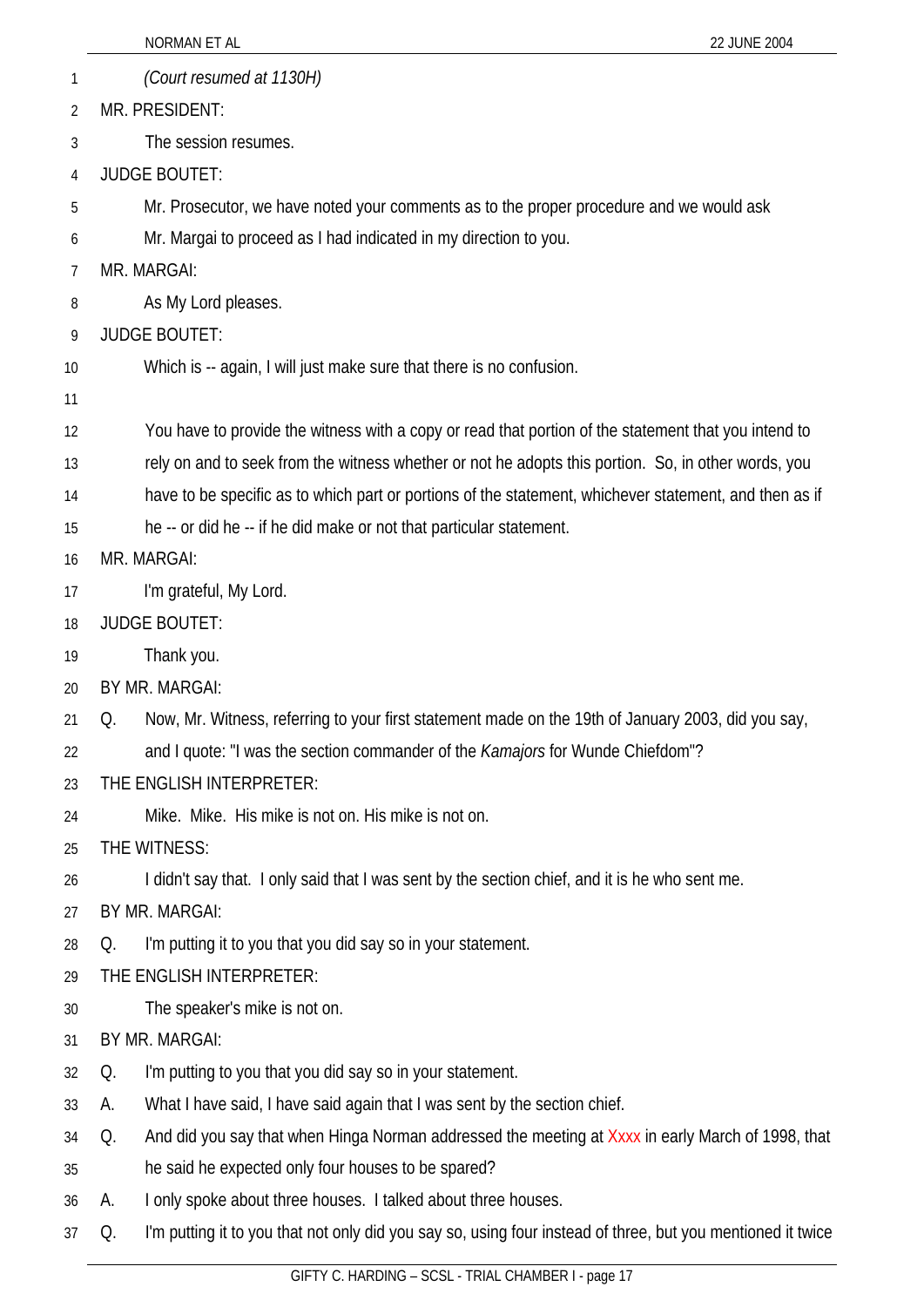*(Court resumed at 1130H)*

MR. PRESIDENT:

The session resumes.

JUDGE BOUTET:

Mr. Prosecutor, we have noted your comments as to the proper procedure and we would ask Mr. Margai to proceed as I had indicated in my direction to you.

MR. MARGAI:

As My Lord pleases.

JUDGE BOUTET:

Which is -- again, I will just make sure that there is no confusion.

You have to provide the witness with a copy or read that portion of the statement that you intend to rely on and to seek from the witness whether or not he adopts this portion. So, in other words, you have to be specific as to which part or portions of the statement, whichever statement, and then as if he -- or did he -- if he did make or not that particular statement.

MR. MARGAI:

I'm grateful, My Lord.

JUDGE BOUTET:

Thank you.

BY MR. MARGAI:

Q. Now, Mr. Witness, referring to your first statement made on the 19th of January 2003, did you say, and I quote: "I was the section commander of the *Kamajors* for Wunde Chiefdom"?

THE ENGLISH INTERPRETER:

Mike. Mike. His mike is not on. His mike is not on.

THE WITNESS:

I didn't say that. I only said that I was sent by the section chief, and it is he who sent me.

BY MR. MARGAI:

Q. I'm putting it to you that you did say so in your statement.

THE ENGLISH INTERPRETER:

The speaker's mike is not on.

BY MR. MARGAI:

Q. I'm putting to you that you did say so in your statement.

A. What I have said, I have said again that I was sent by the section chief.

Q. And did you say that when Hinga Norman addressed the meeting at Xxxx in early March of 1998, that he said he expected only four houses to be spared?

A. I only spoke about three houses. I talked about three houses.

Q. I'm putting it to you that not only did you say so, using four instead of three, but you mentioned it twice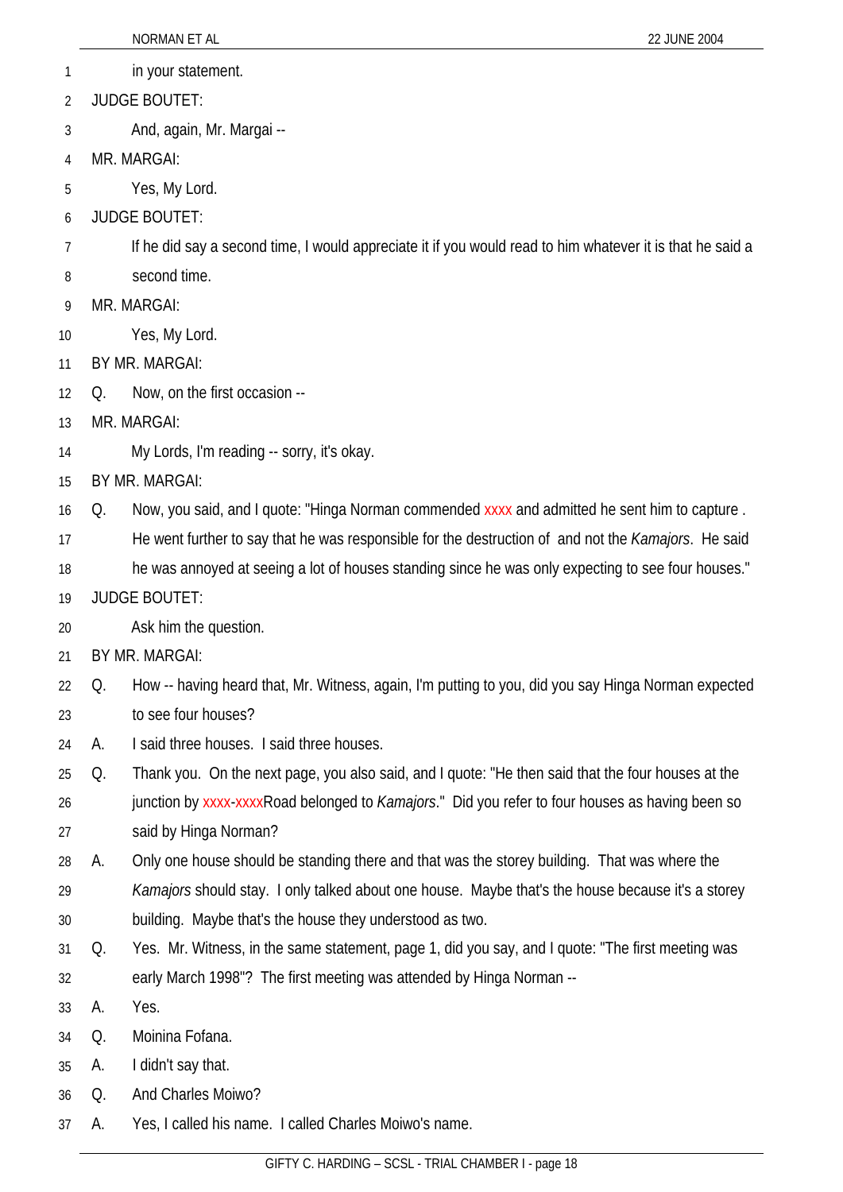in your statement.

JUDGE BOUTET:

And, again, Mr. Margai --

MR. MARGAI:

Yes, My Lord.

JUDGE BOUTET:

If he did say a second time, I would appreciate it if you would read to him whatever it is that he said a second time.

MR. MARGAI:

Yes, My Lord.

BY MR. MARGAI:

Q. Now, on the first occasion --

MR. MARGAI:

My Lords, I'm reading -- sorry, it's okay.

BY MR. MARGAI:

Q. Now, you said, and I quote: "Hinga Norman commended xxxx and admitted he sent him to capture . He went further to say that he was responsible for the destruction of and not the *Kamajors*. He said he was annoyed at seeing a lot of houses standing since he was only expecting to see four houses."

JUDGE BOUTET:

Ask him the question.

BY MR. MARGAI:

Q. How -- having heard that, Mr. Witness, again, I'm putting to you, did you say Hinga Norman expected to see four houses?

A. I said three houses. I said three houses.

Q. Thank you. On the next page, you also said, and I quote: "He then said that the four houses at the junction by xxxx-xxxxRoad belonged to *Kamajors*." Did you refer to four houses as having been so said by Hinga Norman?

A. Only one house should be standing there and that was the storey building. That was where the *Kamajors* should stay. I only talked about one house. Maybe that's the house because it's a storey building. Maybe that's the house they understood as two.

Q. Yes. Mr. Witness, in the same statement, page 1, did you say, and I quote: "The first meeting was early March 1998"? The first meeting was attended by Hinga Norman --

A. Yes.

Q. Moinina Fofana.

A. I didn't say that.

Q. And Charles Moiwo?

A. Yes, I called his name. I called Charles Moiwo's name.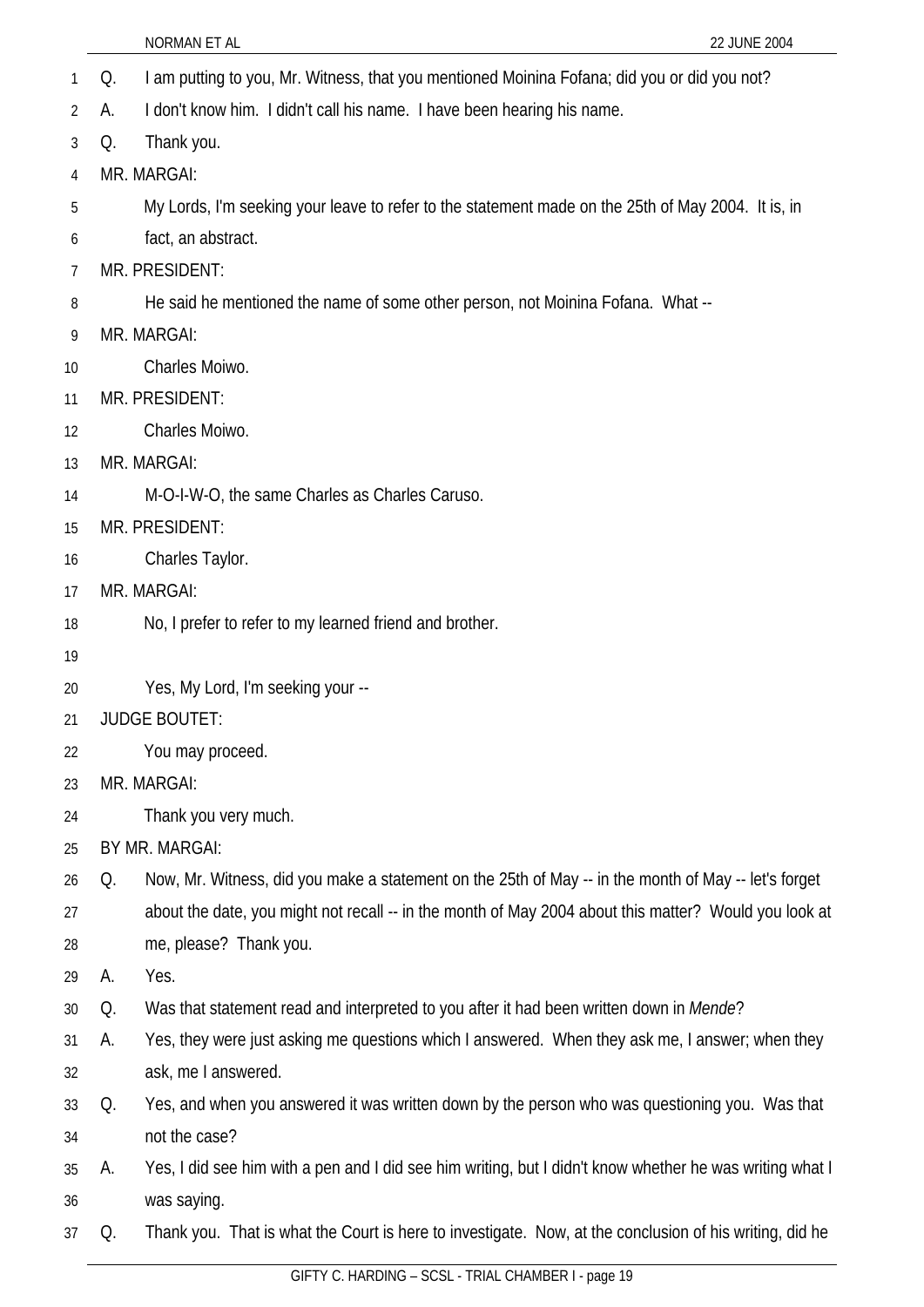Q. I am putting to you, Mr. Witness, that you mentioned Moinina Fofana; did you or did you not?

A. I don't know him. I didn't call his name. I have been hearing his name.

Q. Thank you.

MR. MARGAI:

My Lords, I'm seeking your leave to refer to the statement made on the 25th of May 2004. It is, in fact, an abstract.

MR. PRESIDENT:

He said he mentioned the name of some other person, not Moinina Fofana. What --

MR. MARGAI:

Charles Moiwo.

MR. PRESIDENT:

Charles Moiwo.

MR. MARGAI:

M-O-I-W-O, the same Charles as Charles Caruso.

MR. PRESIDENT:

Charles Taylor.

MR. MARGAI:

No, I prefer to refer to my learned friend and brother.

Yes, My Lord, I'm seeking your --

JUDGE BOUTET:

You may proceed.

MR. MARGAI:

Thank you very much.

BY MR. MARGAI:

Q. Now, Mr. Witness, did you make a statement on the 25th of May -- in the month of May -- let's forget about the date, you might not recall -- in the month of May 2004 about this matter? Would you look at me, please? Thank you.

A. Yes.

Q. Was that statement read and interpreted to you after it had been written down in *Mende*?

A. Yes, they were just asking me questions which I answered. When they ask me, I answer; when they ask, me I answered.

Q. Yes, and when you answered it was written down by the person who was questioning you. Was that not the case?

A. Yes, I did see him with a pen and I did see him writing, but I didn't know whether he was writing what I was saying.

Q. Thank you. That is what the Court is here to investigate. Now, at the conclusion of his writing, did he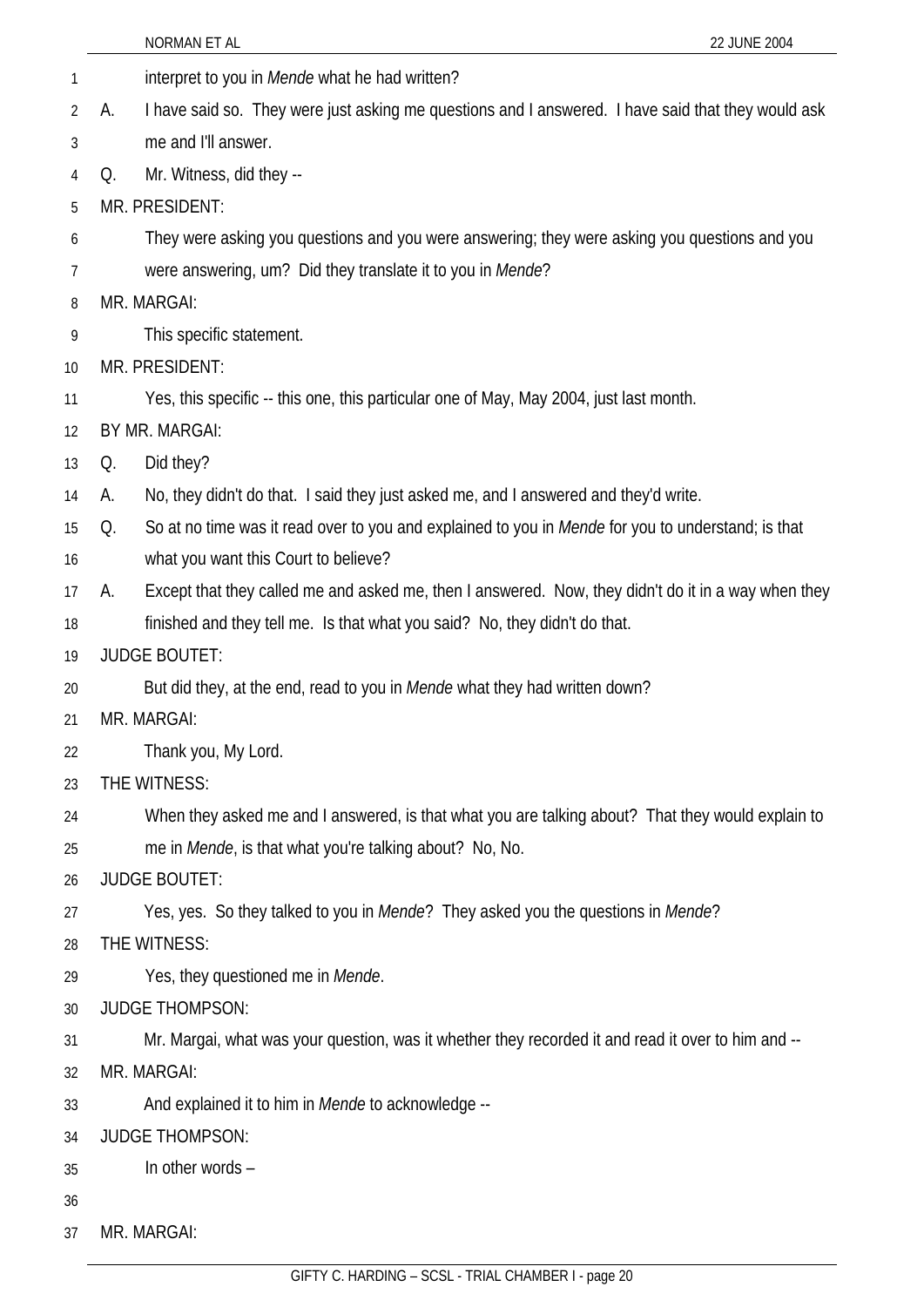interpret to you in *Mende* what he had written?

A. I have said so. They were just asking me questions and I answered. I have said that they would ask me and I'll answer.

Q. Mr. Witness, did they --

MR. PRESIDENT:

They were asking you questions and you were answering; they were asking you questions and you were answering, um? Did they translate it to you in *Mende*?

MR. MARGAI:

This specific statement.

MR. PRESIDENT:

Yes, this specific -- this one, this particular one of May, May 2004, just last month.

BY MR. MARGAI:

Q. Did they?

A. No, they didn't do that. I said they just asked me, and I answered and they'd write.

Q. So at no time was it read over to you and explained to you in *Mende* for you to understand; is that what you want this Court to believe?

A. Except that they called me and asked me, then I answered. Now, they didn't do it in a way when they finished and they tell me. Is that what you said? No, they didn't do that.

JUDGE BOUTET:

But did they, at the end, read to you in *Mende* what they had written down?

MR. MARGAI:

Thank you, My Lord.

THE WITNESS:

When they asked me and I answered, is that what you are talking about? That they would explain to me in *Mende*, is that what you're talking about? No, No.

JUDGE BOUTET:

Yes, yes. So they talked to you in *Mende*? They asked you the questions in *Mende*?

THE WITNESS:

Yes, they questioned me in *Mende*.

JUDGE THOMPSON:

Mr. Margai, what was your question, was it whether they recorded it and read it over to him and --

MR. MARGAI:

And explained it to him in *Mende* to acknowledge --

JUDGE THOMPSON:

In other words –

MR. MARGAI: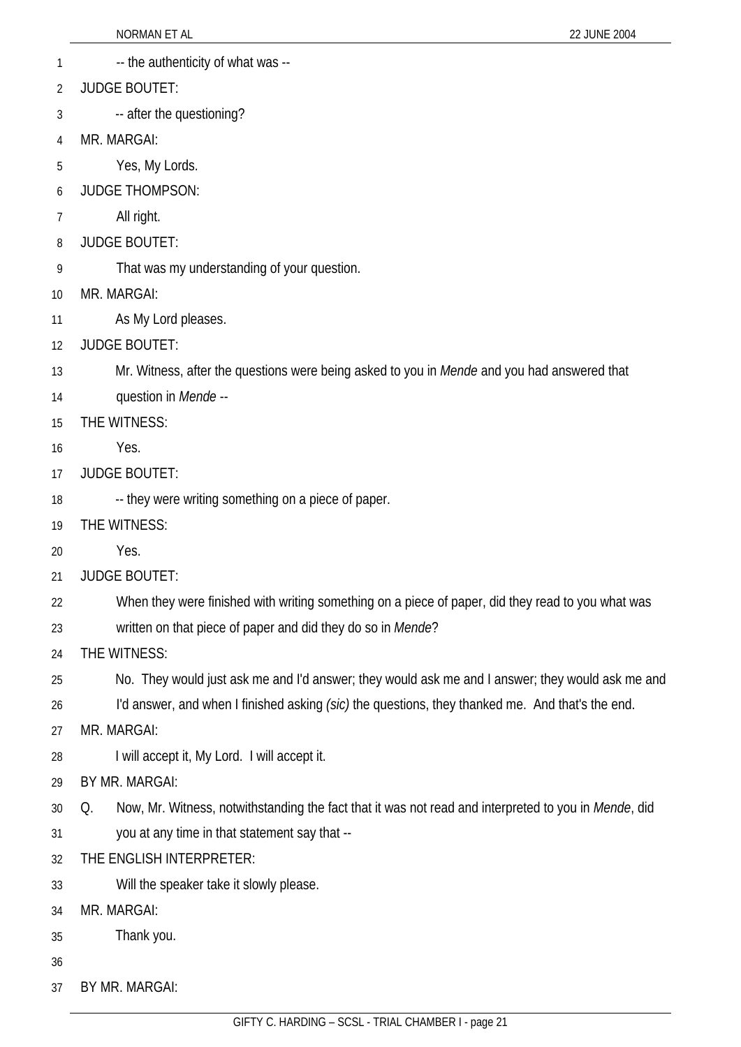-- the authenticity of what was --

JUDGE BOUTET:

-- after the questioning?

MR. MARGAI:

Yes, My Lords.

JUDGE THOMPSON:

All right.

JUDGE BOUTET:

That was my understanding of your question.

MR. MARGAI:

As My Lord pleases.

JUDGE BOUTET:

Mr. Witness, after the questions were being asked to you in *Mende* and you had answered that question in *Mende* --

THE WITNESS:

Yes.

JUDGE BOUTET:

-- they were writing something on a piece of paper.

THE WITNESS:

Yes.

JUDGE BOUTET:

When they were finished with writing something on a piece of paper, did they read to you what was written on that piece of paper and did they do so in *Mende*?

THE WITNESS:

No. They would just ask me and I'd answer; they would ask me and I answer; they would ask me and I'd answer, and when I finished asking *(sic)* the questions, they thanked me. And that's the end.

MR. MARGAI:

I will accept it, My Lord. I will accept it.

BY MR. MARGAI:

Q. Now, Mr. Witness, notwithstanding the fact that it was not read and interpreted to you in *Mende*, did you at any time in that statement say that --

THE ENGLISH INTERPRETER:

Will the speaker take it slowly please.

MR. MARGAI:

Thank you.

BY MR. MARGAI: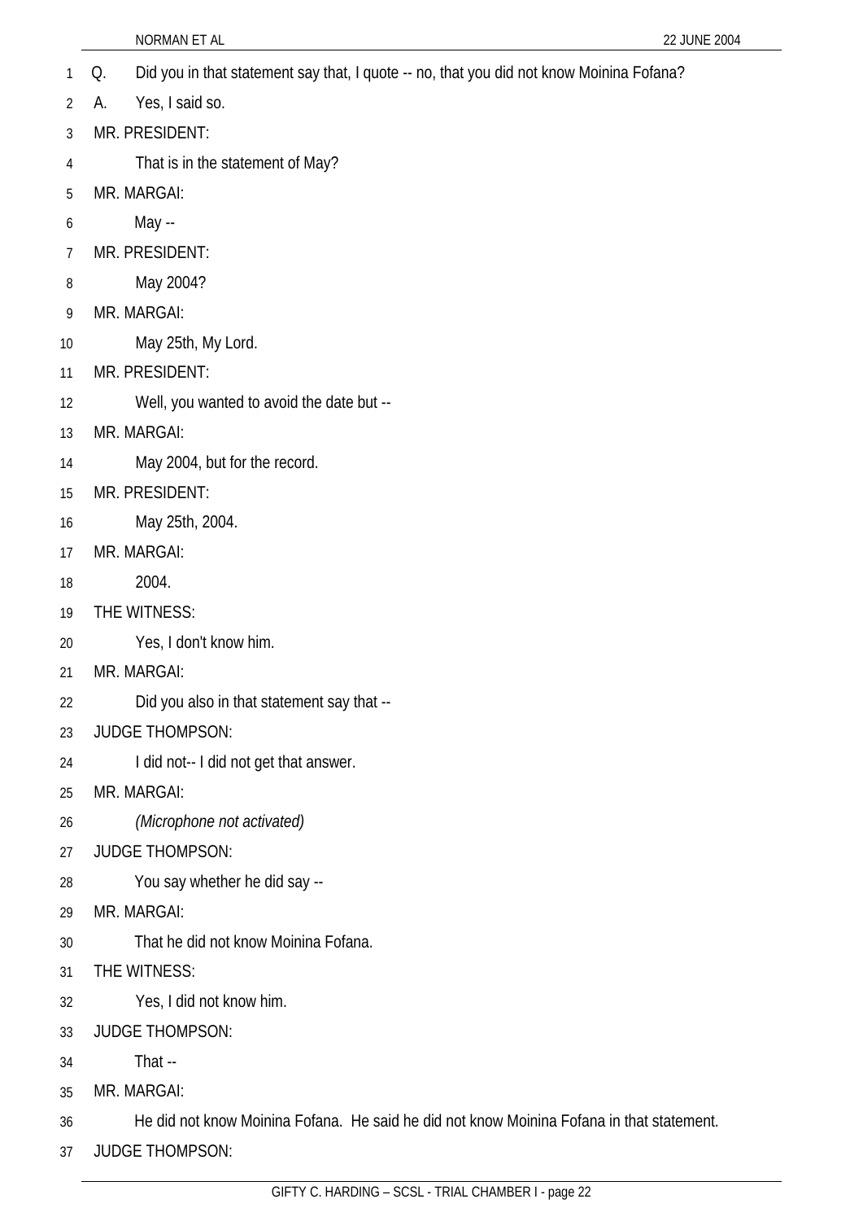Q. Did you in that statement say that, I quote -- no, that you did not know Moinina Fofana?

A. Yes, I said so.

MR. PRESIDENT:

That is in the statement of May?

MR. MARGAI:

May --

MR. PRESIDENT:

May 2004?

MR. MARGAI:

May 25th, My Lord.

MR. PRESIDENT:

Well, you wanted to avoid the date but --

MR. MARGAI:

May 2004, but for the record.

MR. PRESIDENT:

May 25th, 2004.

MR. MARGAI:

2004.

THE WITNESS:

Yes, I don't know him.

MR. MARGAI:

Did you also in that statement say that --

JUDGE THOMPSON:

I did not-- I did not get that answer.

MR. MARGAI:

*(Microphone not activated)*

JUDGE THOMPSON:

You say whether he did say --

MR. MARGAI:

That he did not know Moinina Fofana.

THE WITNESS:

Yes, I did not know him.

JUDGE THOMPSON:

That --

MR. MARGAI:

He did not know Moinina Fofana. He said he did not know Moinina Fofana in that statement.

JUDGE THOMPSON: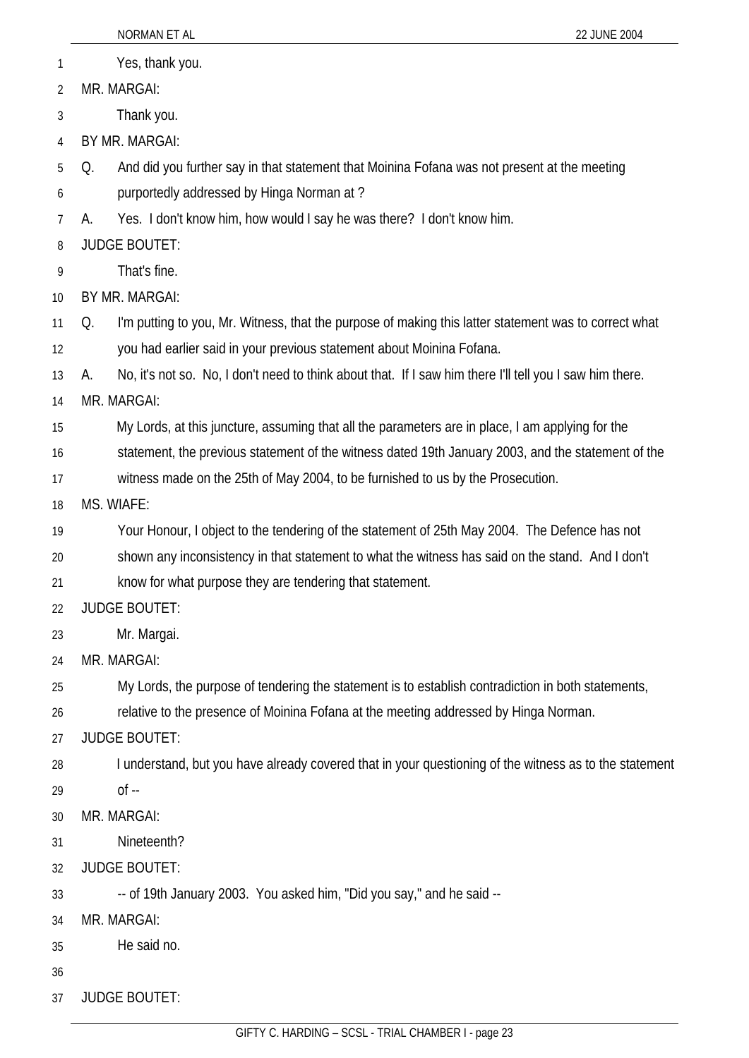Yes, thank you.

MR. MARGAI:

Thank you.

BY MR. MARGAI:

Q. And did you further say in that statement that Moinina Fofana was not present at the meeting purportedly addressed by Hinga Norman at ?

A. Yes. I don't know him, how would I say he was there? I don't know him.

JUDGE BOUTET:

That's fine.

BY MR. MARGAI:

Q. I'm putting to you, Mr. Witness, that the purpose of making this latter statement was to correct what you had earlier said in your previous statement about Moinina Fofana.

A. No, it's not so. No, I don't need to think about that. If I saw him there I'll tell you I saw him there.

MR. MARGAI:

My Lords, at this juncture, assuming that all the parameters are in place, I am applying for the statement, the previous statement of the witness dated 19th January 2003, and the statement of the witness made on the 25th of May 2004, to be furnished to us by the Prosecution.

MS. WIAFE:

Your Honour, I object to the tendering of the statement of 25th May 2004. The Defence has not shown any inconsistency in that statement to what the witness has said on the stand. And I don't know for what purpose they are tendering that statement.

JUDGE BOUTET:

Mr. Margai.

MR. MARGAI:

My Lords, the purpose of tendering the statement is to establish contradiction in both statements, relative to the presence of Moinina Fofana at the meeting addressed by Hinga Norman.

JUDGE BOUTET:

I understand, but you have already covered that in your questioning of the witness as to the statement of --

MR. MARGAI:

Nineteenth?

JUDGE BOUTET:

-- of 19th January 2003. You asked him, "Did you say," and he said --

MR. MARGAI:

He said no.

JUDGE BOUTET: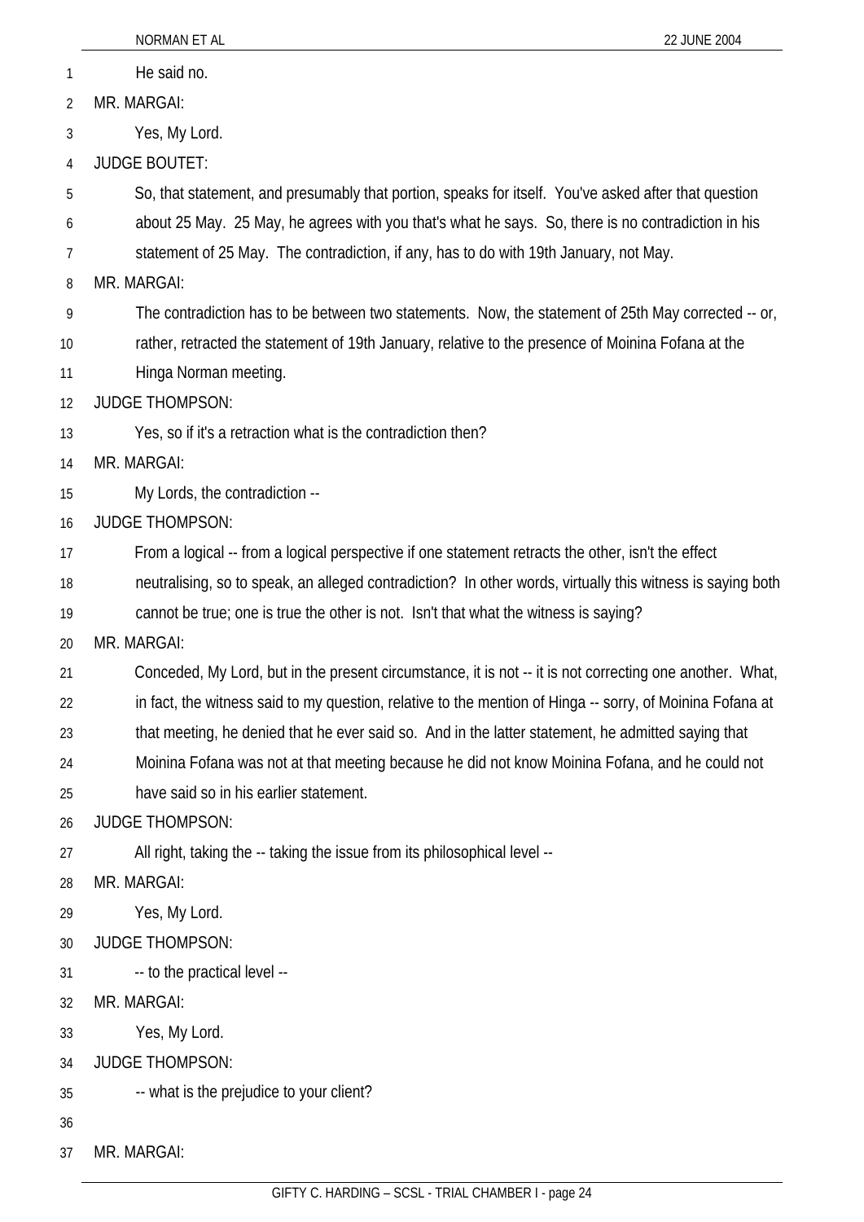He said no.

MR. MARGAI:

Yes, My Lord.

JUDGE BOUTET:

So, that statement, and presumably that portion, speaks for itself. You've asked after that question about 25 May. 25 May, he agrees with you that's what he says. So, there is no contradiction in his statement of 25 May. The contradiction, if any, has to do with 19th January, not May.

MR. MARGAI:

The contradiction has to be between two statements. Now, the statement of 25th May corrected -- or, rather, retracted the statement of 19th January, relative to the presence of Moinina Fofana at the Hinga Norman meeting.

JUDGE THOMPSON:

Yes, so if it's a retraction what is the contradiction then?

MR. MARGAI:

My Lords, the contradiction --

JUDGE THOMPSON:

From a logical -- from a logical perspective if one statement retracts the other, isn't the effect neutralising, so to speak, an alleged contradiction? In other words, virtually this witness is saying both cannot be true; one is true the other is not. Isn't that what the witness is saying?

MR. MARGAI:

Conceded, My Lord, but in the present circumstance, it is not -- it is not correcting one another. What, in fact, the witness said to my question, relative to the mention of Hinga -- sorry, of Moinina Fofana at that meeting, he denied that he ever said so. And in the latter statement, he admitted saying that Moinina Fofana was not at that meeting because he did not know Moinina Fofana, and he could not have said so in his earlier statement.

JUDGE THOMPSON:

All right, taking the -- taking the issue from its philosophical level --

MR. MARGAI:

Yes, My Lord.

JUDGE THOMPSON:

-- to the practical level --

MR. MARGAI:

Yes, My Lord.

JUDGE THOMPSON:

-- what is the prejudice to your client?

MR. MARGAI: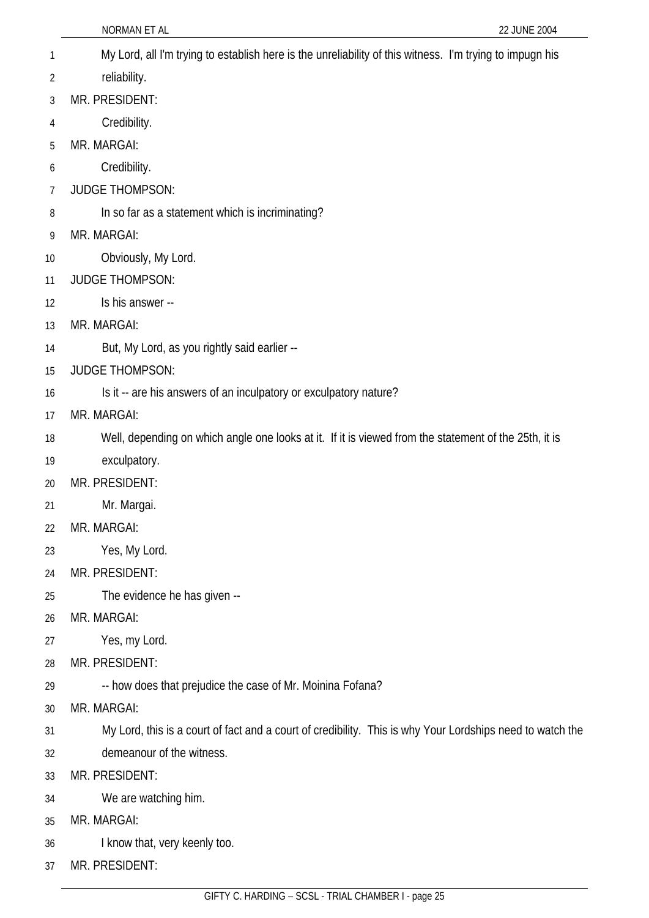My Lord, all I'm trying to establish here is the unreliability of this witness. I'm trying to impugn his reliability.

MR. PRESIDENT:

Credibility.

MR. MARGAI:

Credibility.

JUDGE THOMPSON:

In so far as a statement which is incriminating?

MR. MARGAI:

Obviously, My Lord.

JUDGE THOMPSON:

Is his answer --

MR. MARGAI:

But, My Lord, as you rightly said earlier --

JUDGE THOMPSON:

Is it -- are his answers of an inculpatory or exculpatory nature?

MR. MARGAI:

Well, depending on which angle one looks at it. If it is viewed from the statement of the 25th, it is exculpatory.

MR. PRESIDENT:

Mr. Margai.

MR. MARGAI:

Yes, My Lord.

MR. PRESIDENT:

The evidence he has given --

MR. MARGAI:

Yes, my Lord.

MR. PRESIDENT:

-- how does that prejudice the case of Mr. Moinina Fofana?

MR. MARGAI:

My Lord, this is a court of fact and a court of credibility. This is why Your Lordships need to watch the demeanour of the witness.

MR. PRESIDENT:

We are watching him.

MR. MARGAI:

I know that, very keenly too.

MR. PRESIDENT: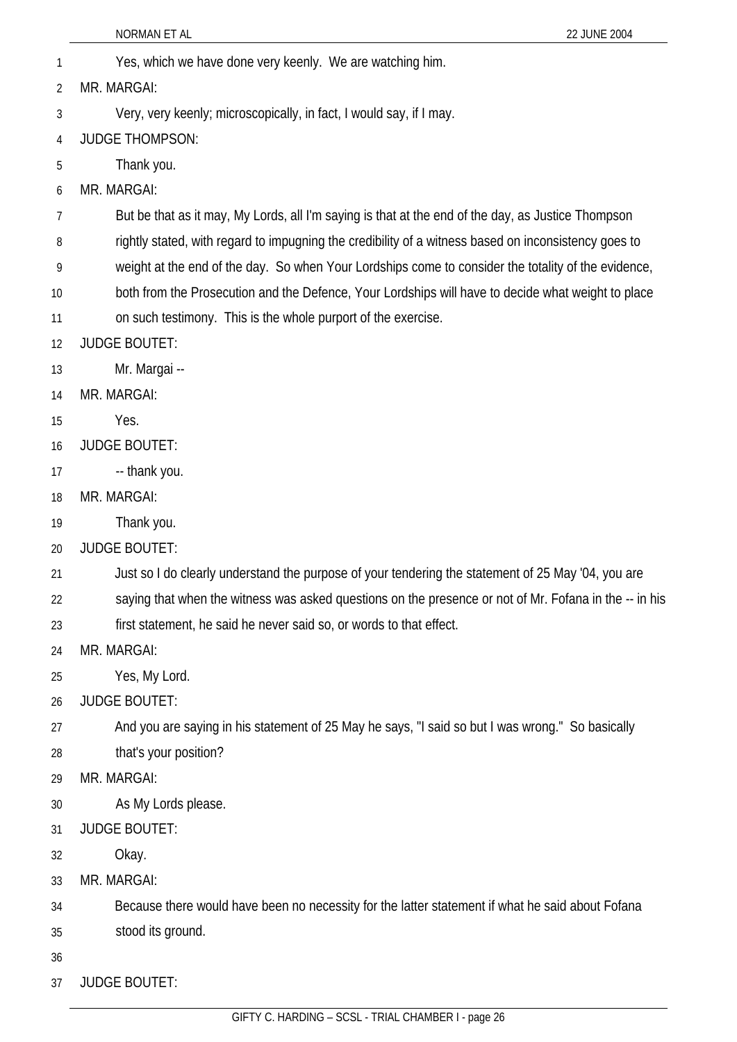Yes, which we have done very keenly. We are watching him.

MR. MARGAI:

Very, very keenly; microscopically, in fact, I would say, if I may.

JUDGE THOMPSON:

Thank you.

MR. MARGAI:

But be that as it may, My Lords, all I'm saying is that at the end of the day, as Justice Thompson rightly stated, with regard to impugning the credibility of a witness based on inconsistency goes to weight at the end of the day. So when Your Lordships come to consider the totality of the evidence, both from the Prosecution and the Defence, Your Lordships will have to decide what weight to place on such testimony. This is the whole purport of the exercise.

JUDGE BOUTET:

Mr. Margai --

MR. MARGAI:

Yes.

JUDGE BOUTET:

-- thank you.

MR. MARGAI:

Thank you.

JUDGE BOUTET:

Just so I do clearly understand the purpose of your tendering the statement of 25 May '04, you are saying that when the witness was asked questions on the presence or not of Mr. Fofana in the -- in his first statement, he said he never said so, or words to that effect.

MR. MARGAI:

Yes, My Lord.

JUDGE BOUTET:

And you are saying in his statement of 25 May he says, "I said so but I was wrong." So basically that's your position?

MR. MARGAI:

As My Lords please.

JUDGE BOUTET:

Okay.

MR. MARGAI:

Because there would have been no necessity for the latter statement if what he said about Fofana stood its ground.

JUDGE BOUTET: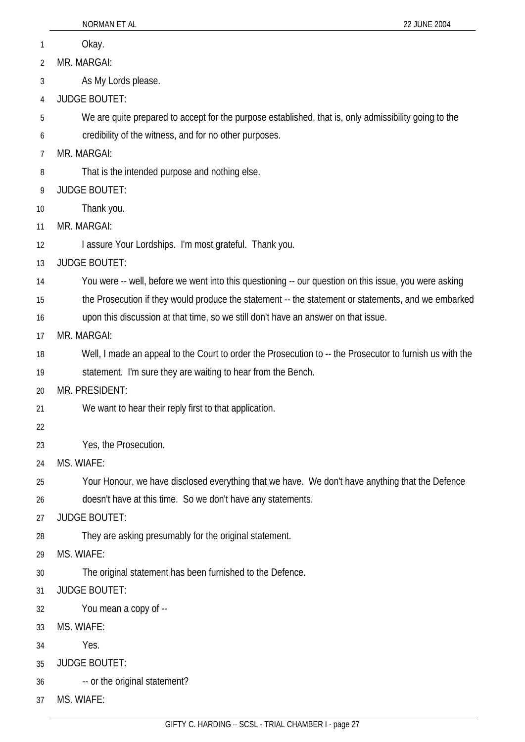Okay.

MR. MARGAI:

As My Lords please.

JUDGE BOUTET:

We are quite prepared to accept for the purpose established, that is, only admissibility going to the credibility of the witness, and for no other purposes.

MR. MARGAI:

That is the intended purpose and nothing else.

JUDGE BOUTET:

Thank you.

MR. MARGAI:

I assure Your Lordships. I'm most grateful. Thank you.

JUDGE BOUTET:

You were -- well, before we went into this questioning -- our question on this issue, you were asking the Prosecution if they would produce the statement -- the statement or statements, and we embarked upon this discussion at that time, so we still don't have an answer on that issue.

MR. MARGAI:

Well, I made an appeal to the Court to order the Prosecution to -- the Prosecutor to furnish us with the statement. I'm sure they are waiting to hear from the Bench.

MR. PRESIDENT:

We want to hear their reply first to that application.

Yes, the Prosecution.

MS. WIAFE:

Your Honour, we have disclosed everything that we have. We don't have anything that the Defence doesn't have at this time. So we don't have any statements.

JUDGE BOUTET:

They are asking presumably for the original statement.

MS. WIAFE:

The original statement has been furnished to the Defence.

JUDGE BOUTET:

You mean a copy of --

MS. WIAFE:

Yes.

JUDGE BOUTET:

-- or the original statement?

MS. WIAFE: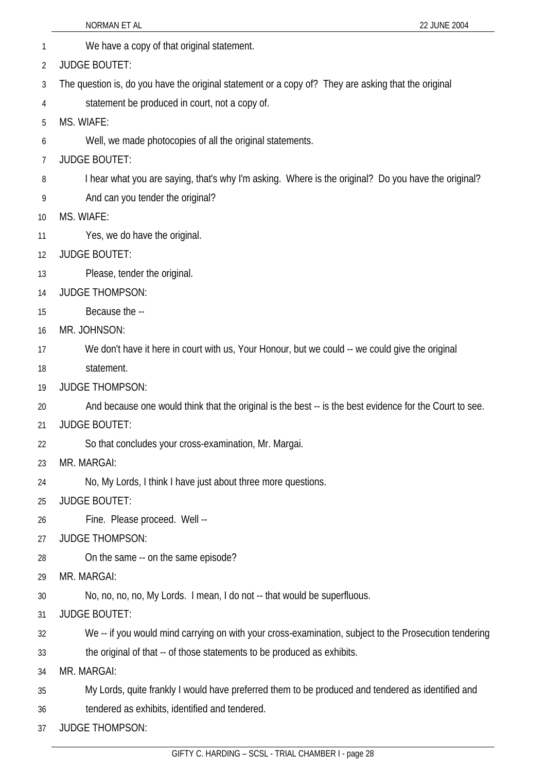We have a copy of that original statement.

JUDGE BOUTET:

The question is, do you have the original statement or a copy of? They are asking that the original statement be produced in court, not a copy of.

MS. WIAFE:

Well, we made photocopies of all the original statements.

JUDGE BOUTET:

I hear what you are saying, that's why I'm asking. Where is the original? Do you have the original? And can you tender the original?

MS. WIAFE:

Yes, we do have the original.

JUDGE BOUTET:

Please, tender the original.

JUDGE THOMPSON:

Because the --

MR. JOHNSON:

We don't have it here in court with us, Your Honour, but we could -- we could give the original statement.

JUDGE THOMPSON:

And because one would think that the original is the best -- is the best evidence for the Court to see.

JUDGE BOUTET:

So that concludes your cross-examination, Mr. Margai.

MR. MARGAI:

No, My Lords, I think I have just about three more questions.

JUDGE BOUTET:

Fine. Please proceed. Well --

JUDGE THOMPSON:

On the same -- on the same episode?

MR. MARGAI:

No, no, no, no, My Lords. I mean, I do not -- that would be superfluous.

JUDGE BOUTET:

We -- if you would mind carrying on with your cross-examination, subject to the Prosecution tendering the original of that -- of those statements to be produced as exhibits.

MR. MARGAI:

My Lords, quite frankly I would have preferred them to be produced and tendered as identified and tendered as exhibits, identified and tendered.

JUDGE THOMPSON: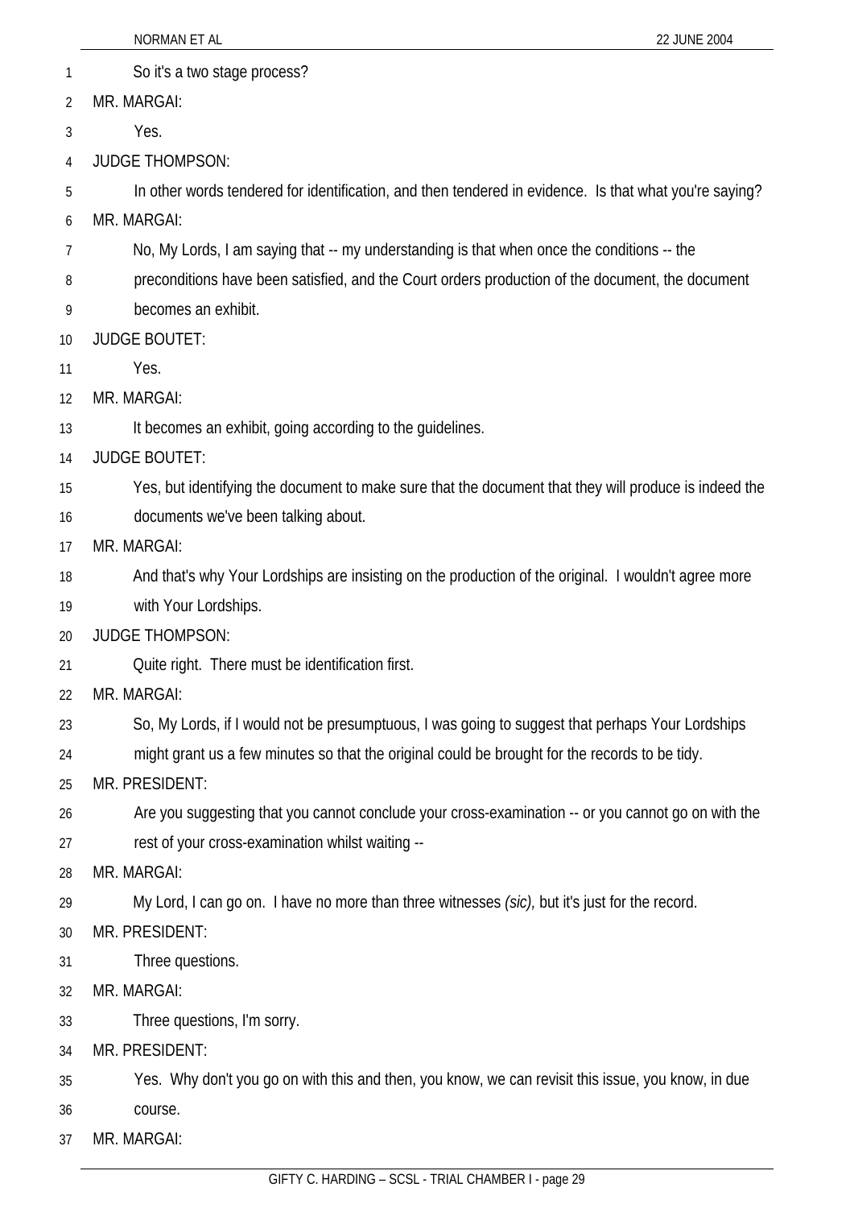So it's a two stage process?

MR. MARGAI:

Yes.

JUDGE THOMPSON:

In other words tendered for identification, and then tendered in evidence. Is that what you're saying?

MR. MARGAI:

No, My Lords, I am saying that -- my understanding is that when once the conditions -- the preconditions have been satisfied, and the Court orders production of the document, the document becomes an exhibit.

JUDGE BOUTET:

Yes.

MR. MARGAI:

It becomes an exhibit, going according to the guidelines.

JUDGE BOUTET:

Yes, but identifying the document to make sure that the document that they will produce is indeed the documents we've been talking about.

MR. MARGAI:

And that's why Your Lordships are insisting on the production of the original. I wouldn't agree more with Your Lordships.

JUDGE THOMPSON:

Quite right. There must be identification first.

MR. MARGAI:

So, My Lords, if I would not be presumptuous, I was going to suggest that perhaps Your Lordships might grant us a few minutes so that the original could be brought for the records to be tidy.

MR. PRESIDENT:

Are you suggesting that you cannot conclude your cross-examination -- or you cannot go on with the rest of your cross-examination whilst waiting --

MR. MARGAI:

My Lord, I can go on. I have no more than three witnesses *(sic)*, but it's just for the record.

MR. PRESIDENT:

Three questions.

MR. MARGAI:

Three questions, I'm sorry.

MR. PRESIDENT:

Yes. Why don't you go on with this and then, you know, we can revisit this issue, you know, in due course.

MR. MARGAI: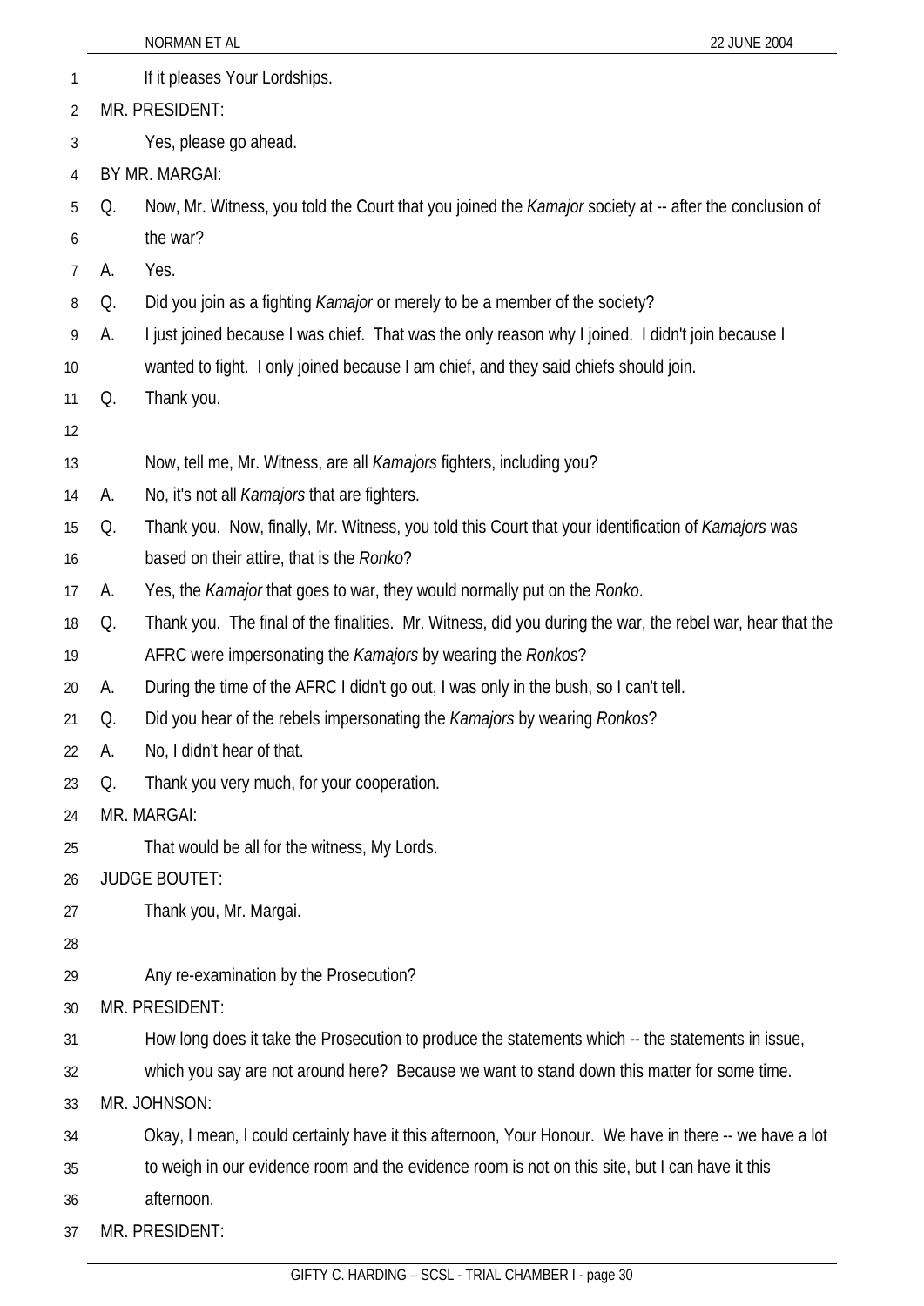If it pleases Your Lordships.

MR. PRESIDENT:

Yes, please go ahead.

BY MR. MARGAI:

Q. Now, Mr. Witness, you told the Court that you joined the *Kamajor* society at -- after the conclusion of the war?

A. Yes.

Q. Did you join as a fighting *Kamajor* or merely to be a member of the society?

A. I just joined because I was chief. That was the only reason why I joined. I didn't join because I wanted to fight. I only joined because I am chief, and they said chiefs should join.

Q. Thank you.

Now, tell me, Mr. Witness, are all *Kamajors* fighters, including you?

A. No, it's not all *Kamajors* that are fighters.

Q. Thank you. Now, finally, Mr. Witness, you told this Court that your identification of *Kamajors* was based on their attire, that is the *Ronko*?

A. Yes, the *Kamajor* that goes to war, they would normally put on the *Ronko*.

Q. Thank you. The final of the finalities. Mr. Witness, did you during the war, the rebel war, hear that the AFRC were impersonating the *Kamajors* by wearing the *Ronkos*?

A. During the time of the AFRC I didn't go out, I was only in the bush, so I can't tell.

Q. Did you hear of the rebels impersonating the *Kamajors* by wearing *Ronkos*?

A. No, I didn't hear of that.

Q. Thank you very much, for your cooperation.

MR. MARGAI:

That would be all for the witness, My Lords.

JUDGE BOUTET:

Thank you, Mr. Margai.

Any re-examination by the Prosecution?

MR. PRESIDENT:

How long does it take the Prosecution to produce the statements which -- the statements in issue, which you say are not around here? Because we want to stand down this matter for some time.

MR. JOHNSON:

Okay, I mean, I could certainly have it this afternoon, Your Honour. We have in there -- we have a lot to weigh in our evidence room and the evidence room is not on this site, but I can have it this afternoon.

MR. PRESIDENT: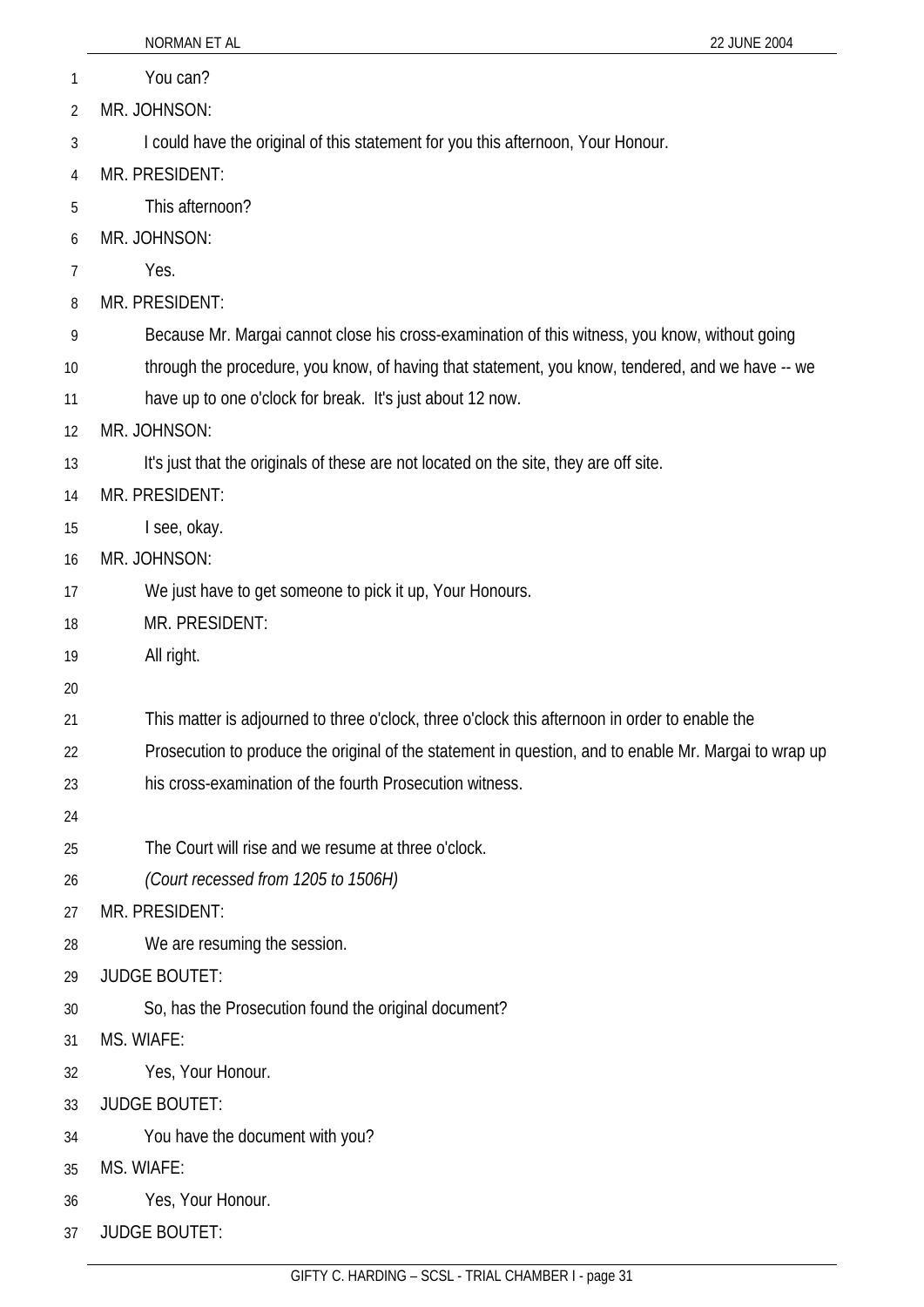You can?

MR. JOHNSON:

I could have the original of this statement for you this afternoon, Your Honour.

MR. PRESIDENT:

This afternoon?

MR. JOHNSON:

Yes.

MR. PRESIDENT:

Because Mr. Margai cannot close his cross-examination of this witness, you know, without going through the procedure, you know, of having that statement, you know, tendered, and we have -- we have up to one o'clock for break. It's just about 12 now.

MR. JOHNSON:

It's just that the originals of these are not located on the site, they are off site.

MR. PRESIDENT:

I see, okay.

MR. JOHNSON:

We just have to get someone to pick it up, Your Honours.

MR. PRESIDENT:

All right.

This matter is adjourned to three o'clock, three o'clock this afternoon in order to enable the Prosecution to produce the original of the statement in question, and to enable Mr. Margai to wrap up his cross-examination of the fourth Prosecution witness.

The Court will rise and we resume at three o'clock.

*(Court recessed from 1205 to 1506H)*

MR. PRESIDENT:

We are resuming the session.

JUDGE BOUTET:

So, has the Prosecution found the original document?

MS. WIAFE:

Yes, Your Honour.

JUDGE BOUTET:

You have the document with you?

MS. WIAFE:

Yes, Your Honour.

JUDGE BOUTET: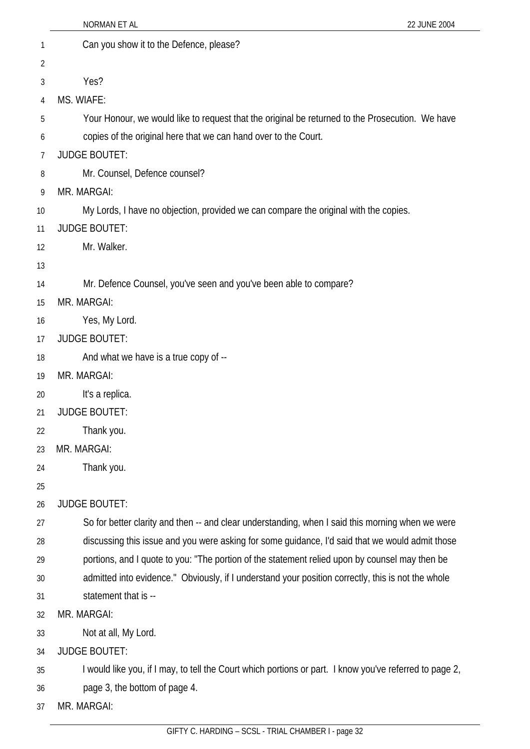Can you show it to the Defence, please?

Yes?

MS. WIAFE:

Your Honour, we would like to request that the original be returned to the Prosecution. We have copies of the original here that we can hand over to the Court.

JUDGE BOUTET:

Mr. Counsel, Defence counsel?

MR. MARGAI:

My Lords, I have no objection, provided we can compare the original with the copies.

JUDGE BOUTET:

Mr. Walker.

Mr. Defence Counsel, you've seen and you've been able to compare?

MR. MARGAI:

Yes, My Lord.

JUDGE BOUTET:

And what we have is a true copy of --

MR. MARGAI:

It's a replica.

JUDGE BOUTET:

Thank you.

MR. MARGAI:

Thank you.

JUDGE BOUTET:

So for better clarity and then -- and clear understanding, when I said this morning when we were discussing this issue and you were asking for some guidance, I'd said that we would admit those portions, and I quote to you: "The portion of the statement relied upon by counsel may then be admitted into evidence." Obviously, if I understand your position correctly, this is not the whole statement that is --

MR. MARGAI:

Not at all, My Lord.

JUDGE BOUTET:

I would like you, if I may, to tell the Court which portions or part. I know you've referred to page 2, page 3, the bottom of page 4.

MR. MARGAI: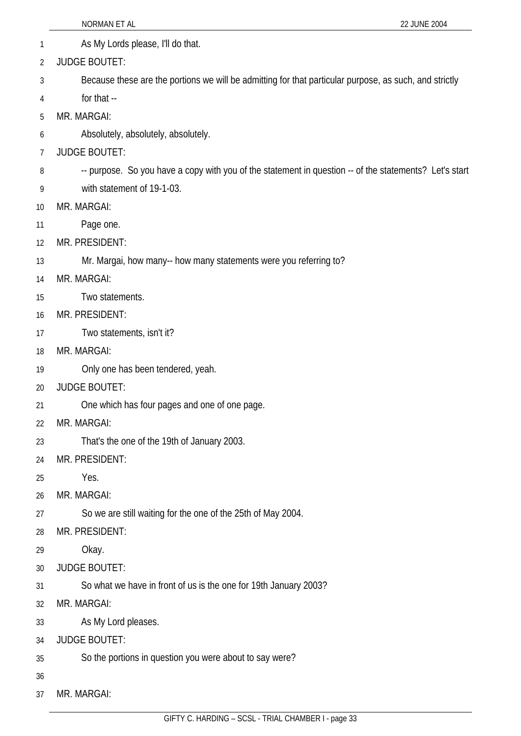As My Lords please, I'll do that.

JUDGE BOUTET:

Because these are the portions we will be admitting for that particular purpose, as such, and strictly for that --

MR. MARGAI:

Absolutely, absolutely, absolutely.

JUDGE BOUTET:

-- purpose. So you have a copy with you of the statement in question -- of the statements? Let's start with statement of 19-1-03.

MR. MARGAI:

Page one.

MR. PRESIDENT:

Mr. Margai, how many-- how many statements were you referring to?

MR. MARGAI:

Two statements.

MR. PRESIDENT:

Two statements, isn't it?

MR. MARGAI:

Only one has been tendered, yeah.

JUDGE BOUTET:

One which has four pages and one of one page.

MR. MARGAI:

That's the one of the 19th of January 2003.

MR. PRESIDENT:

Yes.

MR. MARGAI:

So we are still waiting for the one of the 25th of May 2004.

MR. PRESIDENT:

Okay.

JUDGE BOUTET:

So what we have in front of us is the one for 19th January 2003?

MR. MARGAI:

As My Lord pleases.

JUDGE BOUTET:

So the portions in question you were about to say were?

MR. MARGAI: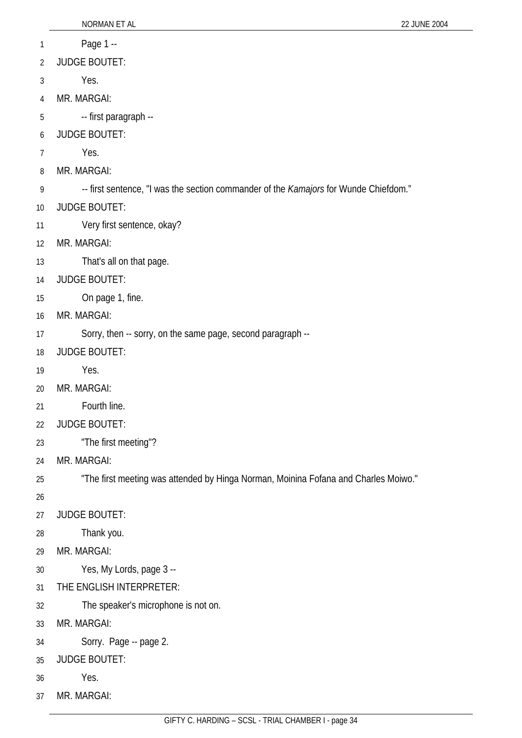Page 1 --

JUDGE BOUTET:

Yes.

MR. MARGAI:

-- first paragraph --

JUDGE BOUTET:

Yes.

MR. MARGAI:

-- first sentence, "I was the section commander of the *Kamajors* for Wunde Chiefdom."

JUDGE BOUTET:

Very first sentence, okay?

MR. MARGAI:

That's all on that page.

JUDGE BOUTET:

On page 1, fine.

MR. MARGAI:

Sorry, then -- sorry, on the same page, second paragraph --

JUDGE BOUTET:

Yes.

MR. MARGAI:

Fourth line.

JUDGE BOUTET:

"The first meeting"?

MR. MARGAI:

"The first meeting was attended by Hinga Norman, Moinina Fofana and Charles Moiwo."

JUDGE BOUTET:

Thank you.

MR. MARGAI:

Yes, My Lords, page 3 --

THE ENGLISH INTERPRETER:

The speaker's microphone is not on.

MR. MARGAI:

Sorry. Page -- page 2.

JUDGE BOUTET:

Yes.

MR. MARGAI: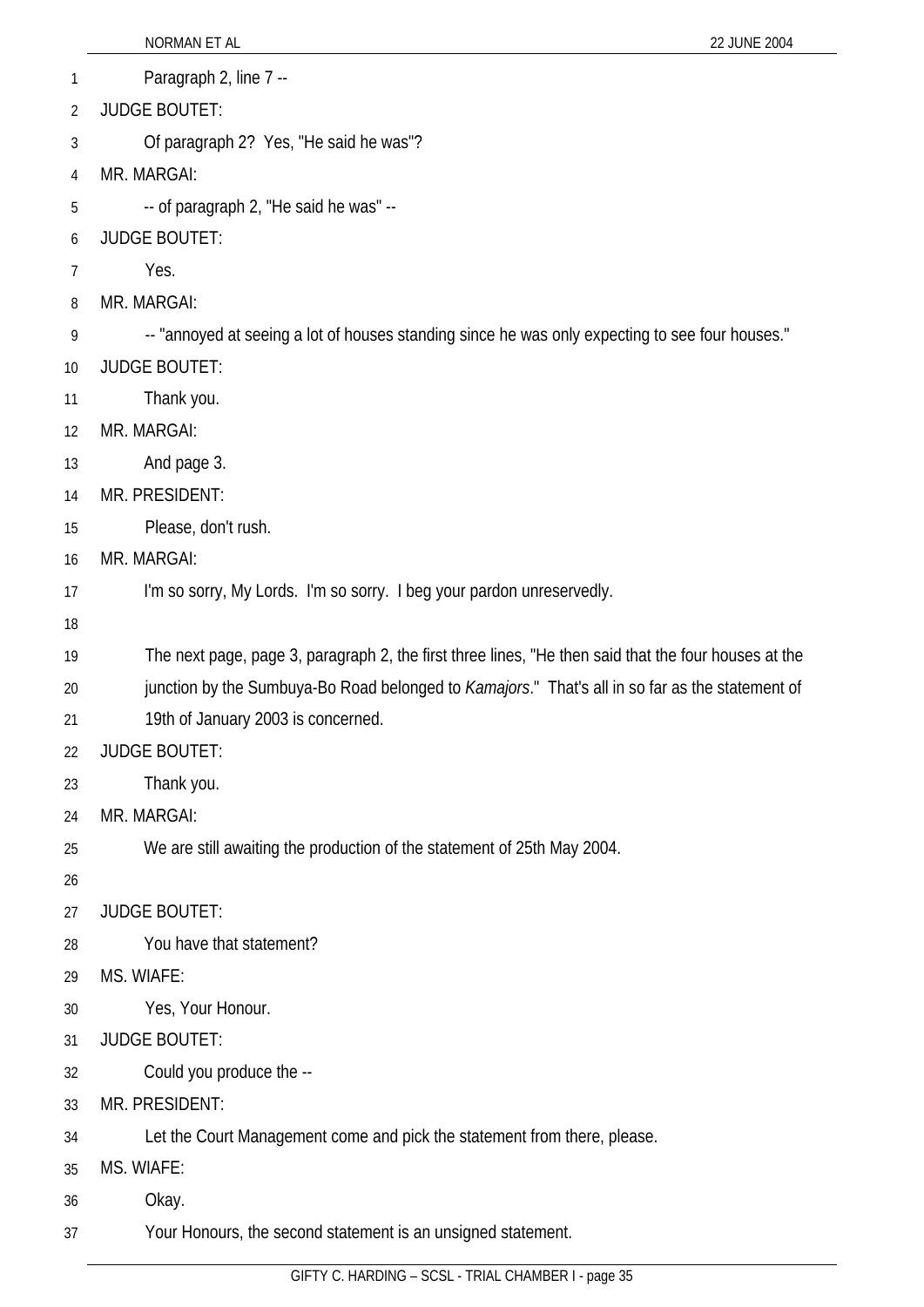Paragraph 2, line 7 --

JUDGE BOUTET:

Of paragraph 2? Yes, "He said he was"?

MR. MARGAI:

-- of paragraph 2, "He said he was" --

JUDGE BOUTET:

Yes.

MR. MARGAI:

-- "annoyed at seeing a lot of houses standing since he was only expecting to see four houses."

JUDGE BOUTET:

Thank you.

MR. MARGAI:

And page 3.

MR. PRESIDENT:

Please, don't rush.

MR. MARGAI:

I'm so sorry, My Lords. I'm so sorry. I beg your pardon unreservedly.

The next page, page 3, paragraph 2, the first three lines, "He then said that the four houses at the junction by the Sumbuya-Bo Road belonged to *Kamajors*." That's all in so far as the statement of 19th of January 2003 is concerned.

JUDGE BOUTET:

Thank you.

MR. MARGAI:

We are still awaiting the production of the statement of 25th May 2004.

JUDGE BOUTET:

You have that statement?

MS. WIAFE:

Yes, Your Honour.

JUDGE BOUTET:

Could you produce the --

MR. PRESIDENT:

Let the Court Management come and pick the statement from there, please.

MS. WIAFE:

Okay.

Your Honours, the second statement is an unsigned statement.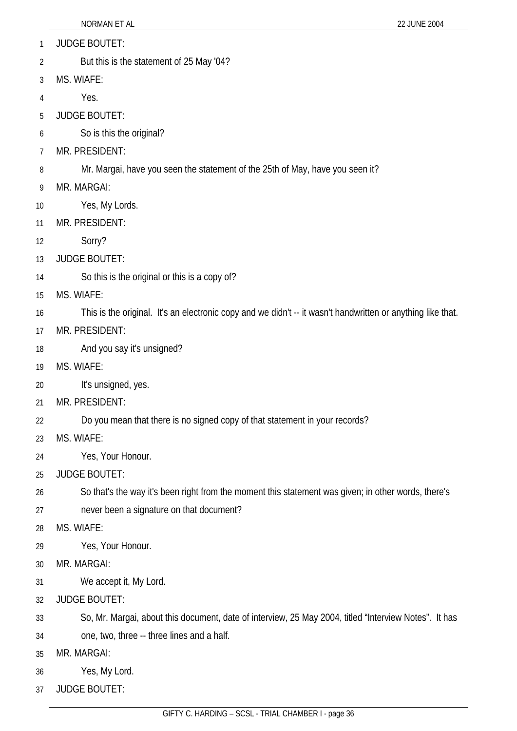JUDGE BOUTET:

But this is the statement of 25 May '04?

MS. WIAFE:

Yes.

JUDGE BOUTET:

So is this the original?

MR. PRESIDENT:

Mr. Margai, have you seen the statement of the 25th of May, have you seen it?

MR. MARGAI:

Yes, My Lords.

MR. PRESIDENT:

Sorry?

JUDGE BOUTET:

So this is the original or this is a copy of?

MS. WIAFE:

This is the original. It's an electronic copy and we didn't -- it wasn't handwritten or anything like that.

MR. PRESIDENT:

And you say it's unsigned?

MS. WIAFE:

It's unsigned, yes.

MR. PRESIDENT:

Do you mean that there is no signed copy of that statement in your records?

MS. WIAFE:

Yes, Your Honour.

JUDGE BOUTET:

So that's the way it's been right from the moment this statement was given; in other words, there's never been a signature on that document?

MS. WIAFE:

Yes, Your Honour.

MR. MARGAI:

We accept it, My Lord.

JUDGE BOUTET:

So, Mr. Margai, about this document, date of interview, 25 May 2004, titled "Interview Notes". It has one, two, three -- three lines and a half.

MR. MARGAI:

Yes, My Lord.

JUDGE BOUTET: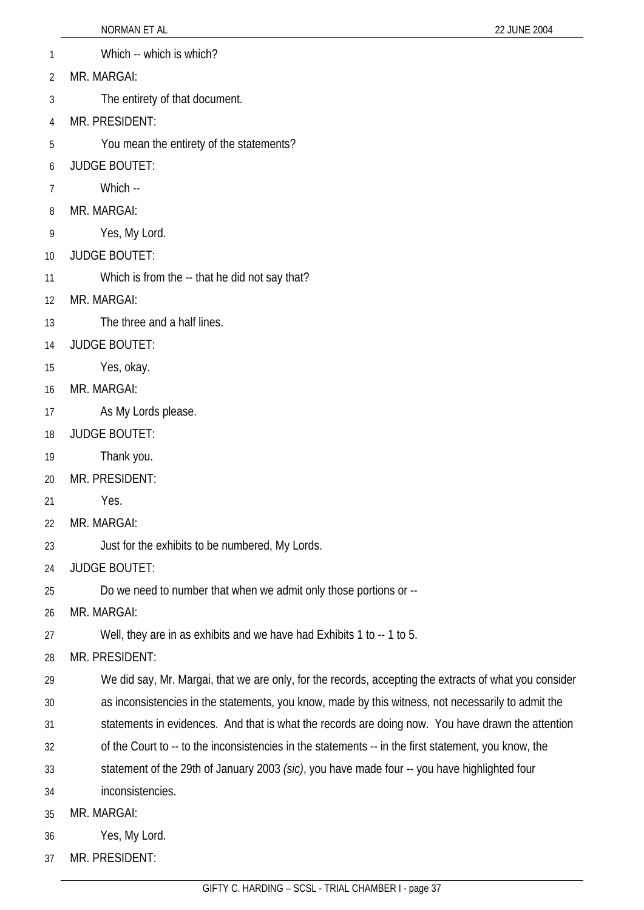Which -- which is which?

MR. MARGAI:

The entirety of that document.

MR. PRESIDENT:

You mean the entirety of the statements?

JUDGE BOUTET:

Which --

MR. MARGAI:

Yes, My Lord.

JUDGE BOUTET:

Which is from the -- that he did not say that?

MR. MARGAI:

The three and a half lines.

JUDGE BOUTET:

Yes, okay.

MR. MARGAI:

As My Lords please.

JUDGE BOUTET:

Thank you.

MR. PRESIDENT:

Yes.

MR. MARGAI:

Just for the exhibits to be numbered, My Lords.

JUDGE BOUTET:

Do we need to number that when we admit only those portions or --

MR. MARGAI:

Well, they are in as exhibits and we have had Exhibits 1 to -- 1 to 5.

MR. PRESIDENT:

We did say, Mr. Margai, that we are only, for the records, accepting the extracts of what you consider as inconsistencies in the statements, you know, made by this witness, not necessarily to admit the statements in evidences. And that is what the records are doing now. You have drawn the attention of the Court to -- to the inconsistencies in the statements -- in the first statement, you know, the statement of the 29th of January 2003 *(sic)*, you have made four -- you have highlighted four inconsistencies.

MR. MARGAI:

Yes, My Lord.

MR. PRESIDENT: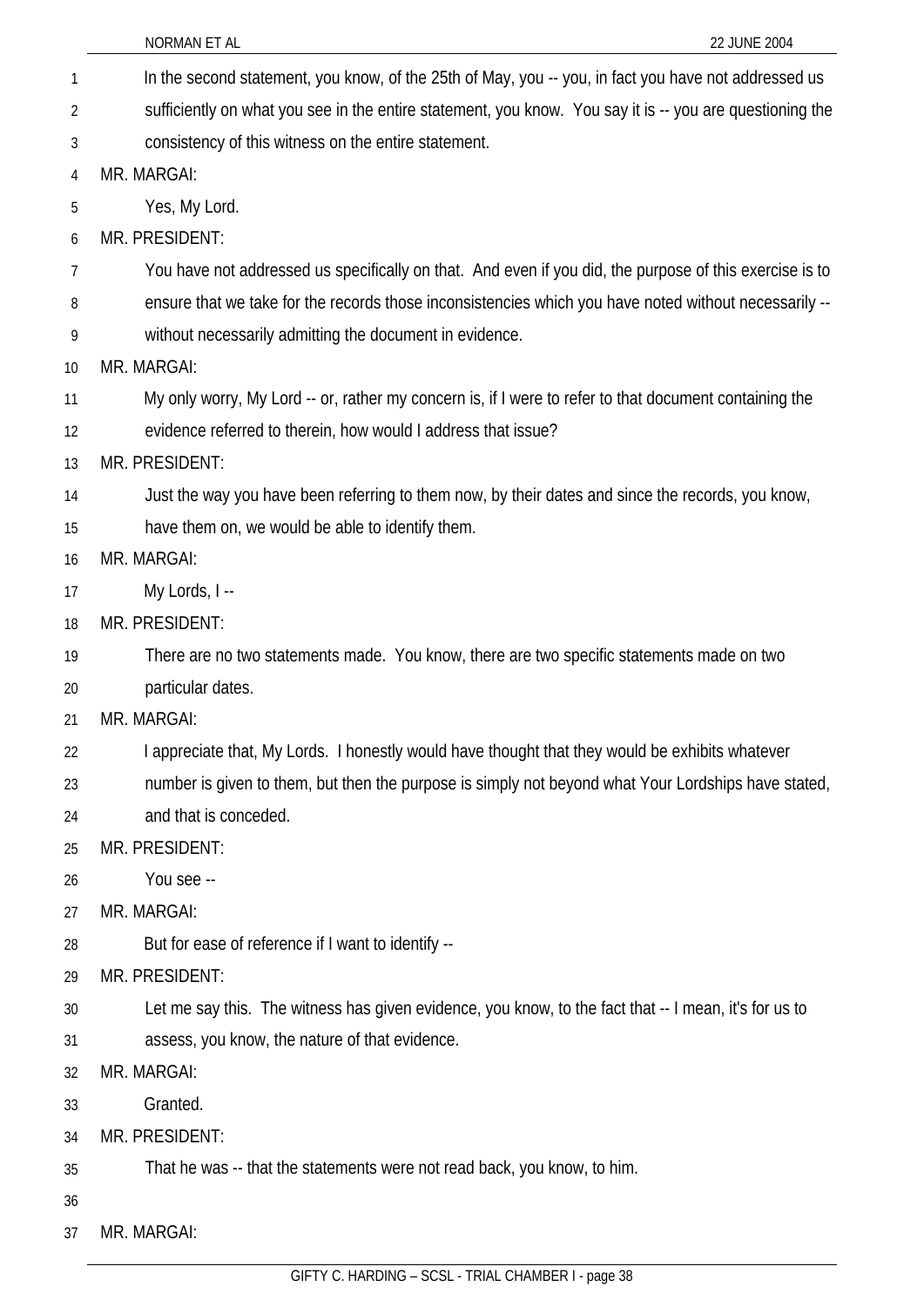In the second statement, you know, of the 25th of May, you -- you, in fact you have not addressed us sufficiently on what you see in the entire statement, you know. You say it is -- you are questioning the consistency of this witness on the entire statement.

MR. MARGAI:

Yes, My Lord.

MR. PRESIDENT:

You have not addressed us specifically on that. And even if you did, the purpose of this exercise is to ensure that we take for the records those inconsistencies which you have noted without necessarily -- without necessarily admitting the document in evidence.

MR. MARGAI:

My only worry, My Lord -- or, rather my concern is, if I were to refer to that document containing the evidence referred to therein, how would I address that issue?

MR. PRESIDENT:

Just the way you have been referring to them now, by their dates and since the records, you know, have them on, we would be able to identify them.

MR. MARGAI:

My Lords, I --

MR. PRESIDENT:

There are no two statements made. You know, there are two specific statements made on two particular dates.

MR. MARGAI:

I appreciate that, My Lords. I honestly would have thought that they would be exhibits whatever number is given to them, but then the purpose is simply not beyond what Your Lordships have stated, and that is conceded.

MR. PRESIDENT:

You see --

MR. MARGAI:

But for ease of reference if I want to identify --

MR. PRESIDENT:

Let me say this. The witness has given evidence, you know, to the fact that -- I mean, it's for us to assess, you know, the nature of that evidence.

MR. MARGAI:

Granted.

MR. PRESIDENT:

That he was -- that the statements were not read back, you know, to him.

MR. MARGAI: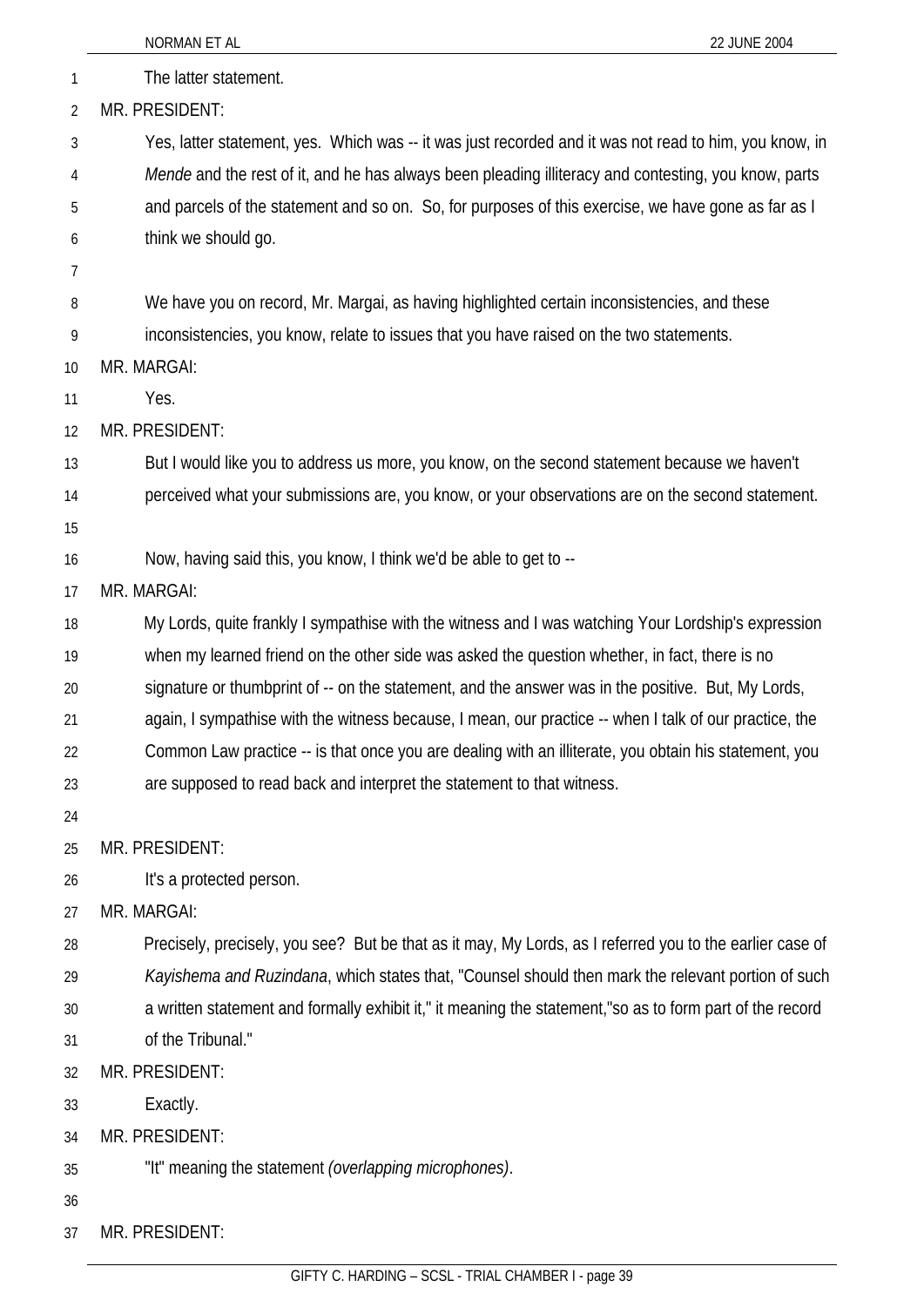The latter statement.

MR. PRESIDENT:

Yes, latter statement, yes. Which was -- it was just recorded and it was not read to him, you know, in *Mende* and the rest of it, and he has always been pleading illiteracy and contesting, you know, parts and parcels of the statement and so on. So, for purposes of this exercise, we have gone as far as I think we should go.

We have you on record, Mr. Margai, as having highlighted certain inconsistencies, and these inconsistencies, you know, relate to issues that you have raised on the two statements.

MR. MARGAI:

Yes.

MR. PRESIDENT:

But I would like you to address us more, you know, on the second statement because we haven't perceived what your submissions are, you know, or your observations are on the second statement.

Now, having said this, you know, I think we'd be able to get to --

MR. MARGAI:

My Lords, quite frankly I sympathise with the witness and I was watching Your Lordship's expression when my learned friend on the other side was asked the question whether, in fact, there is no signature or thumbprint of -- on the statement, and the answer was in the positive. But, My Lords, again, I sympathise with the witness because, I mean, our practice -- when I talk of our practice, the Common Law practice -- is that once you are dealing with an illiterate, you obtain his statement, you are supposed to read back and interpret the statement to that witness.

MR. PRESIDENT:

It's a protected person.

MR. MARGAI:

Precisely, precisely, you see? But be that as it may, My Lords, as I referred you to the earlier case of *Kayishema and Ruzindana*, which states that, "Counsel should then mark the relevant portion of such a written statement and formally exhibit it," it meaning the statement,"so as to form part of the record of the Tribunal."

MR. PRESIDENT:

Exactly.

MR. PRESIDENT:

"It" meaning the statement *(overlapping microphones)*.

MR. PRESIDENT: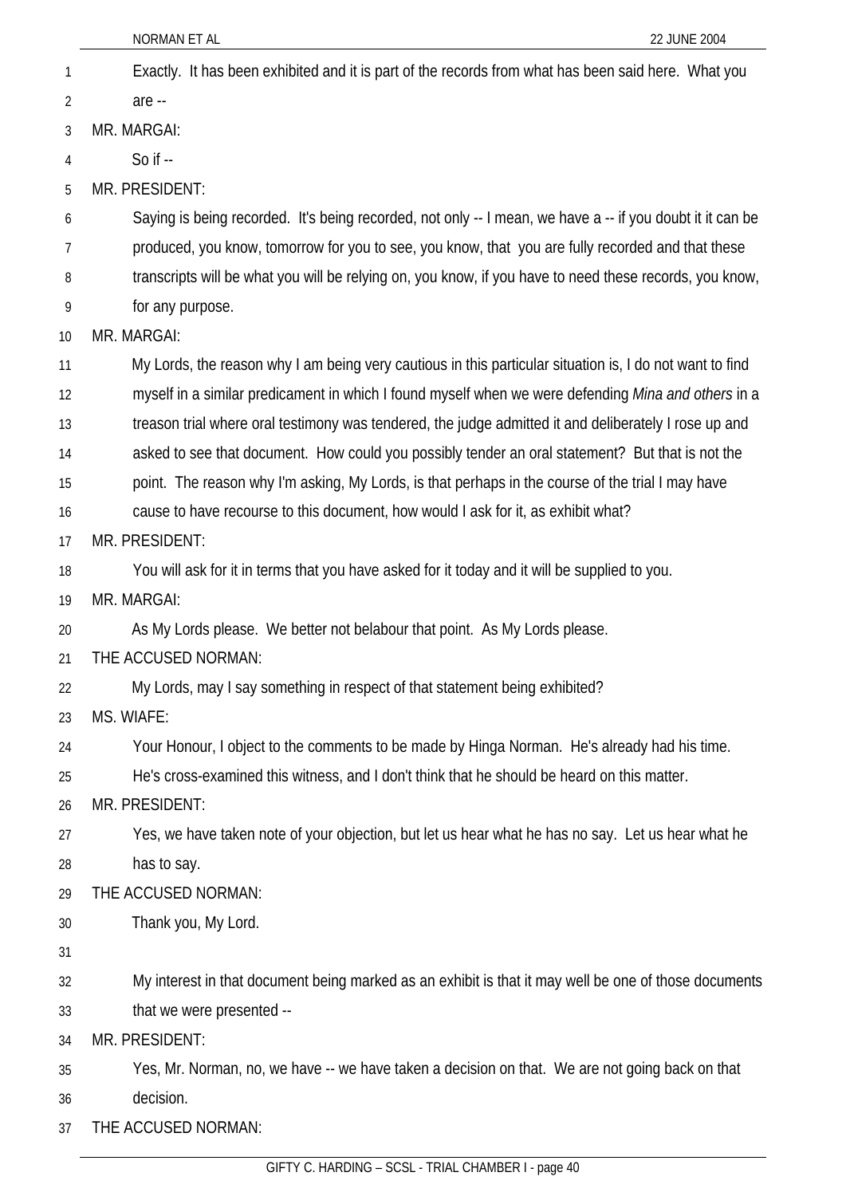Exactly. It has been exhibited and it is part of the records from what has been said here. What you are --

MR. MARGAI:

So if --

MR. PRESIDENT:

Saying is being recorded. It's being recorded, not only -- I mean, we have a -- if you doubt it it can be produced, you know, tomorrow for you to see, you know, that you are fully recorded and that these transcripts will be what you will be relying on, you know, if you have to need these records, you know, for any purpose.

MR. MARGAI:

My Lords, the reason why I am being very cautious in this particular situation is, I do not want to find myself in a similar predicament in which I found myself when we were defending *Mina and others* in a treason trial where oral testimony was tendered, the judge admitted it and deliberately I rose up and asked to see that document. How could you possibly tender an oral statement? But that is not the point. The reason why I'm asking, My Lords, is that perhaps in the course of the trial I may have cause to have recourse to this document, how would I ask for it, as exhibit what?

MR. PRESIDENT:

You will ask for it in terms that you have asked for it today and it will be supplied to you.

MR. MARGAI:

As My Lords please. We better not belabour that point. As My Lords please.

THE ACCUSED NORMAN:

My Lords, may I say something in respect of that statement being exhibited?

MS. WIAFE:

Your Honour, I object to the comments to be made by Hinga Norman. He's already had his time. He's cross-examined this witness, and I don't think that he should be heard on this matter.

MR. PRESIDENT:

Yes, we have taken note of your objection, but let us hear what he has no say. Let us hear what he has to say.

THE ACCUSED NORMAN:

Thank you, My Lord.

My interest in that document being marked as an exhibit is that it may well be one of those documents that we were presented --

MR. PRESIDENT:

Yes, Mr. Norman, no, we have -- we have taken a decision on that. We are not going back on that decision.

THE ACCUSED NORMAN: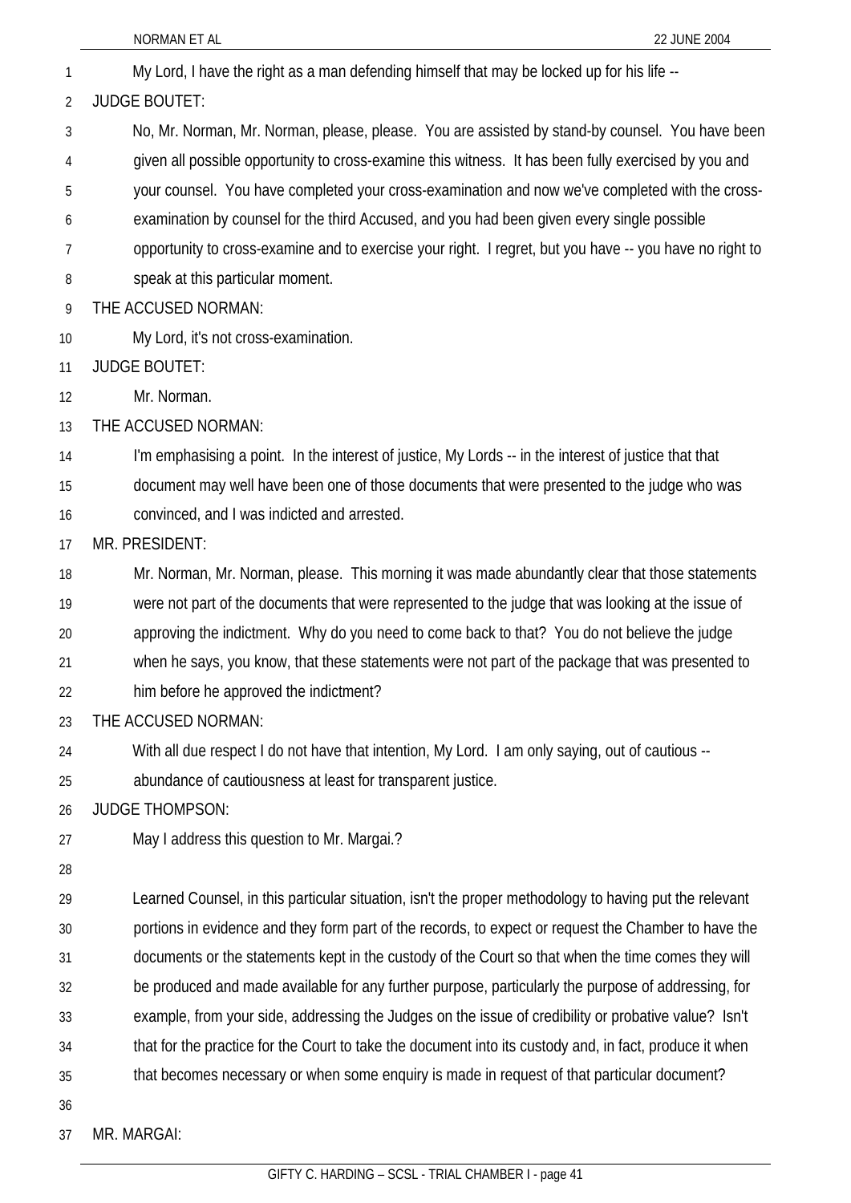My Lord, I have the right as a man defending himself that may be locked up for his life --

JUDGE BOUTET:

No, Mr. Norman, Mr. Norman, please, please. You are assisted by stand-by counsel. You have been given all possible opportunity to cross-examine this witness. It has been fully exercised by you and your counsel. You have completed your cross-examination and now we've completed with the cross-examination by counsel for the third Accused, and you had been given every single possible opportunity to cross-examine and to exercise your right. I regret, but you have -- you have no right to speak at this particular moment.

THE ACCUSED NORMAN:

My Lord, it's not cross-examination.

JUDGE BOUTET:

Mr. Norman.

THE ACCUSED NORMAN:

I'm emphasising a point. In the interest of justice, My Lords -- in the interest of justice that that document may well have been one of those documents that were presented to the judge who was convinced, and I was indicted and arrested.

MR. PRESIDENT:

Mr. Norman, Mr. Norman, please. This morning it was made abundantly clear that those statements were not part of the documents that were represented to the judge that was looking at the issue of approving the indictment. Why do you need to come back to that? You do not believe the judge when he says, you know, that these statements were not part of the package that was presented to him before he approved the indictment?

THE ACCUSED NORMAN:

With all due respect I do not have that intention, My Lord. I am only saying, out of cautious -- abundance of cautiousness at least for transparent justice.

JUDGE THOMPSON:

May I address this question to Mr. Margai.?

Learned Counsel, in this particular situation, isn't the proper methodology to having put the relevant portions in evidence and they form part of the records, to expect or request the Chamber to have the documents or the statements kept in the custody of the Court so that when the time comes they will be produced and made available for any further purpose, particularly the purpose of addressing, for example, from your side, addressing the Judges on the issue of credibility or probative value? Isn't that for the practice for the Court to take the document into its custody and, in fact, produce it when that becomes necessary or when some enquiry is made in request of that particular document?

MR. MARGAI: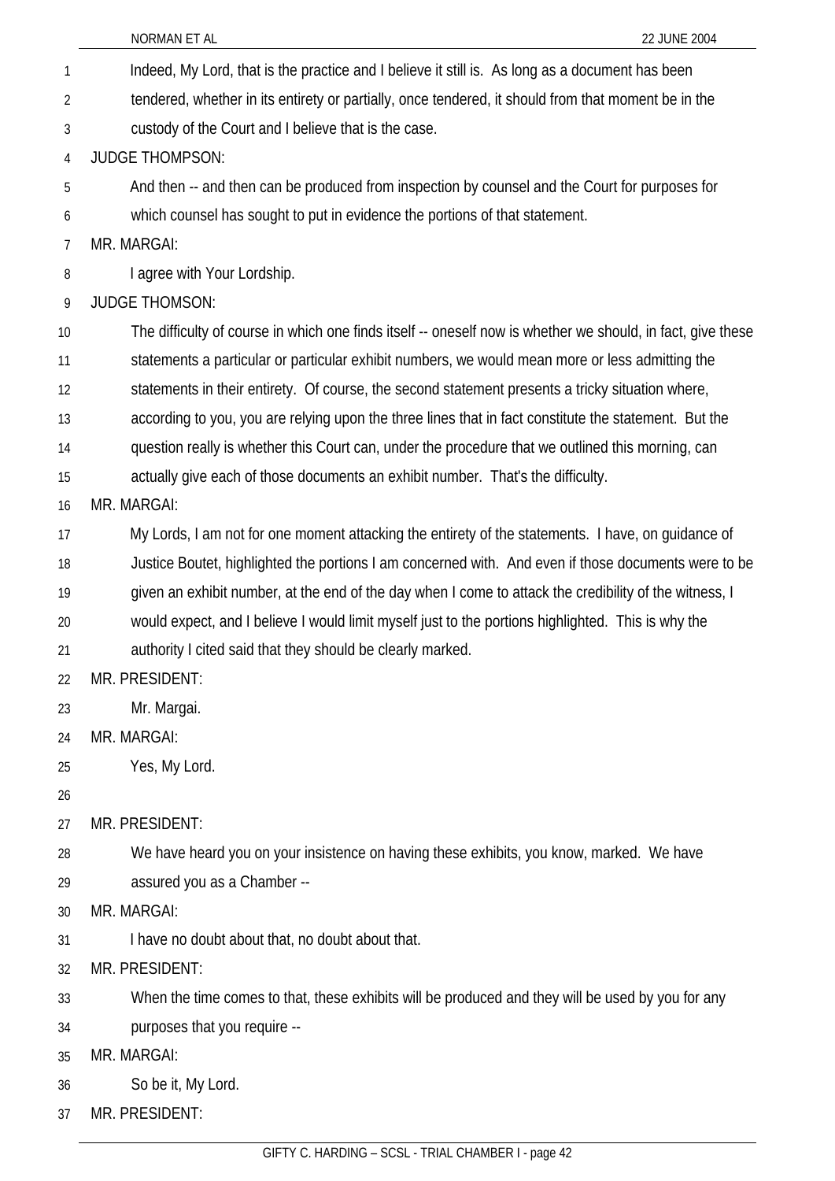Indeed, My Lord, that is the practice and I believe it still is. As long as a document has been tendered, whether in its entirety or partially, once tendered, it should from that moment be in the custody of the Court and I believe that is the case.

JUDGE THOMPSON:

And then -- and then can be produced from inspection by counsel and the Court for purposes for which counsel has sought to put in evidence the portions of that statement.

MR. MARGAI:

I agree with Your Lordship.

JUDGE THOMSON:

The difficulty of course in which one finds itself -- oneself now is whether we should, in fact, give these statements a particular or particular exhibit numbers, we would mean more or less admitting the statements in their entirety. Of course, the second statement presents a tricky situation where, according to you, you are relying upon the three lines that in fact constitute the statement. But the question really is whether this Court can, under the procedure that we outlined this morning, can actually give each of those documents an exhibit number. That's the difficulty.

MR. MARGAI:

My Lords, I am not for one moment attacking the entirety of the statements. I have, on guidance of Justice Boutet, highlighted the portions I am concerned with. And even if those documents were to be given an exhibit number, at the end of the day when I come to attack the credibility of the witness, I would expect, and I believe I would limit myself just to the portions highlighted. This is why the authority I cited said that they should be clearly marked.

MR. PRESIDENT:

Mr. Margai.

MR. MARGAI:

Yes, My Lord.

MR. PRESIDENT:

We have heard you on your insistence on having these exhibits, you know, marked. We have assured you as a Chamber --

MR. MARGAI:

I have no doubt about that, no doubt about that.

MR. PRESIDENT:

When the time comes to that, these exhibits will be produced and they will be used by you for any purposes that you require --

MR. MARGAI:

So be it, My Lord.

MR. PRESIDENT: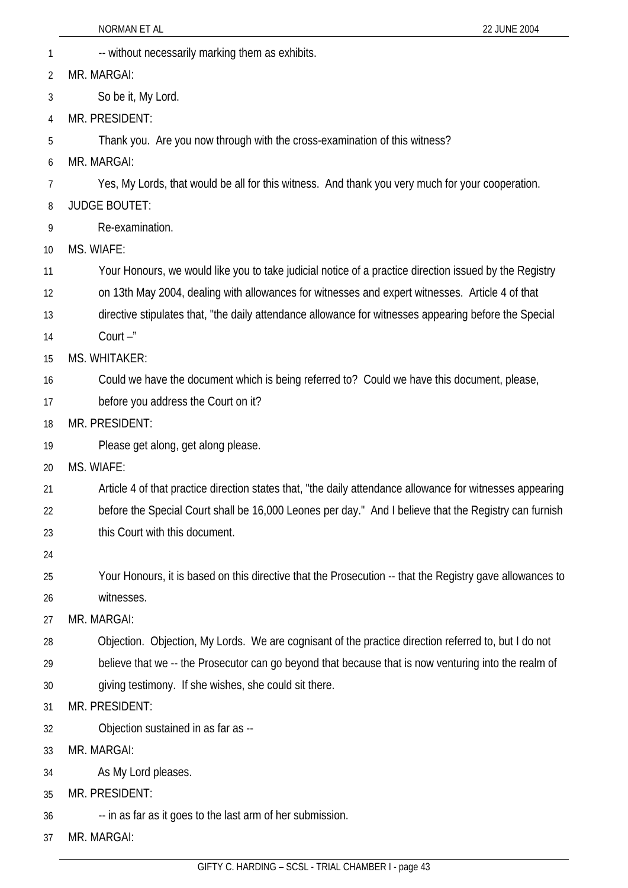-- without necessarily marking them as exhibits.

MR. MARGAI:

So be it, My Lord.

MR. PRESIDENT:

Thank you. Are you now through with the cross-examination of this witness?

MR. MARGAI:

Yes, My Lords, that would be all for this witness. And thank you very much for your cooperation.

JUDGE BOUTET:

Re-examination.

MS. WIAFE:

Your Honours, we would like you to take judicial notice of a practice direction issued by the Registry on 13th May 2004, dealing with allowances for witnesses and expert witnesses. Article 4 of that directive stipulates that, "the daily attendance allowance for witnesses appearing before the Special Court –"

MS. WHITAKER:

Could we have the document which is being referred to? Could we have this document, please, before you address the Court on it?

MR. PRESIDENT:

Please get along, get along please.

MS. WIAFE:

Article 4 of that practice direction states that, "the daily attendance allowance for witnesses appearing before the Special Court shall be 16,000 Leones per day." And I believe that the Registry can furnish this Court with this document.

Your Honours, it is based on this directive that the Prosecution -- that the Registry gave allowances to witnesses.

MR. MARGAI:

Objection. Objection, My Lords. We are cognisant of the practice direction referred to, but I do not believe that we -- the Prosecutor can go beyond that because that is now venturing into the realm of giving testimony. If she wishes, she could sit there.

MR. PRESIDENT:

Objection sustained in as far as --

MR. MARGAI:

As My Lord pleases.

MR. PRESIDENT:

-- in as far as it goes to the last arm of her submission.

MR. MARGAI: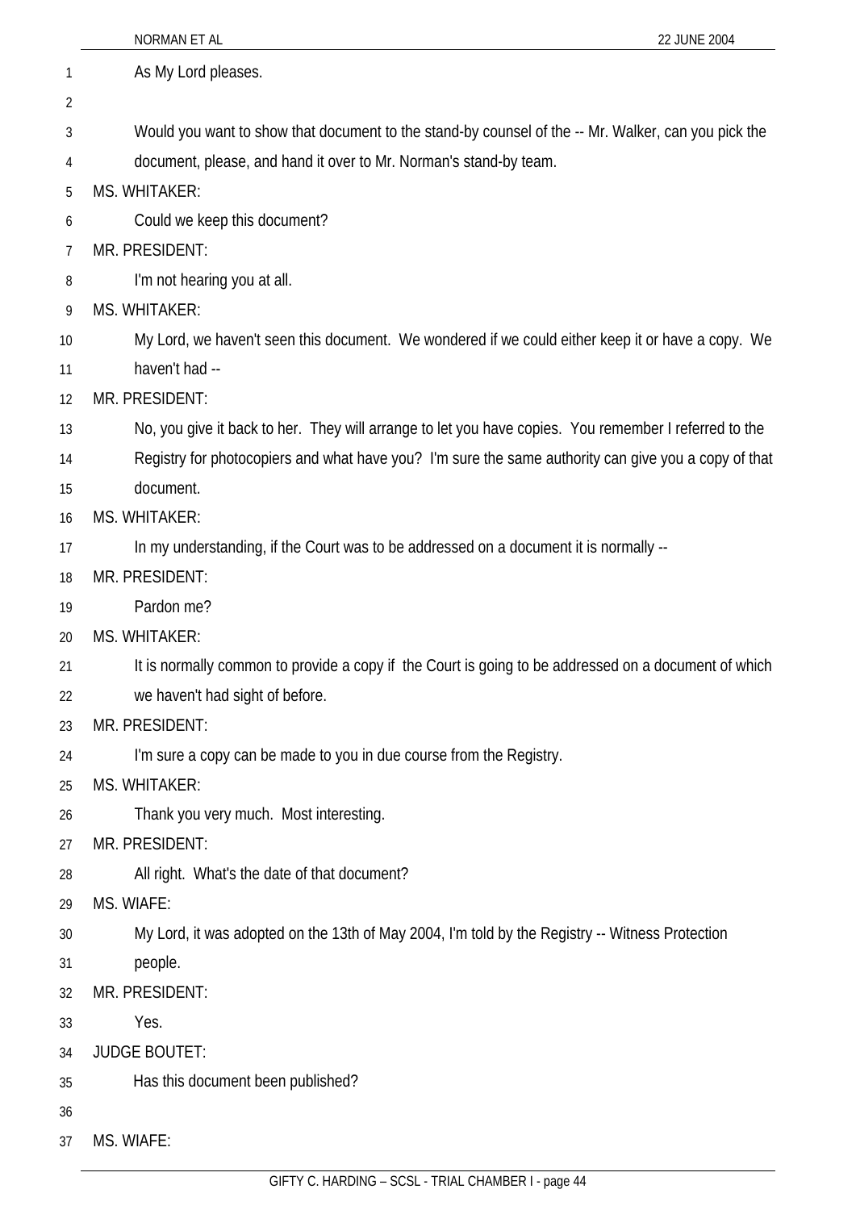As My Lord pleases.

Would you want to show that document to the stand-by counsel of the -- Mr. Walker, can you pick the document, please, and hand it over to Mr. Norman's stand-by team.

MS. WHITAKER:

Could we keep this document?

MR. PRESIDENT:

I'm not hearing you at all.

MS. WHITAKER:

My Lord, we haven't seen this document. We wondered if we could either keep it or have a copy. We haven't had --

MR. PRESIDENT:

No, you give it back to her. They will arrange to let you have copies. You remember I referred to the Registry for photocopiers and what have you? I'm sure the same authority can give you a copy of that document.

MS. WHITAKER:

In my understanding, if the Court was to be addressed on a document it is normally --

MR. PRESIDENT:

Pardon me?

MS. WHITAKER:

It is normally common to provide a copy if the Court is going to be addressed on a document of which we haven't had sight of before.

MR. PRESIDENT:

I'm sure a copy can be made to you in due course from the Registry.

MS. WHITAKER:

Thank you very much. Most interesting.

MR. PRESIDENT:

All right. What's the date of that document?

MS. WIAFE:

My Lord, it was adopted on the 13th of May 2004, I'm told by the Registry -- Witness Protection people.

MR. PRESIDENT:

Yes.

JUDGE BOUTET:

Has this document been published?

MS. WIAFE: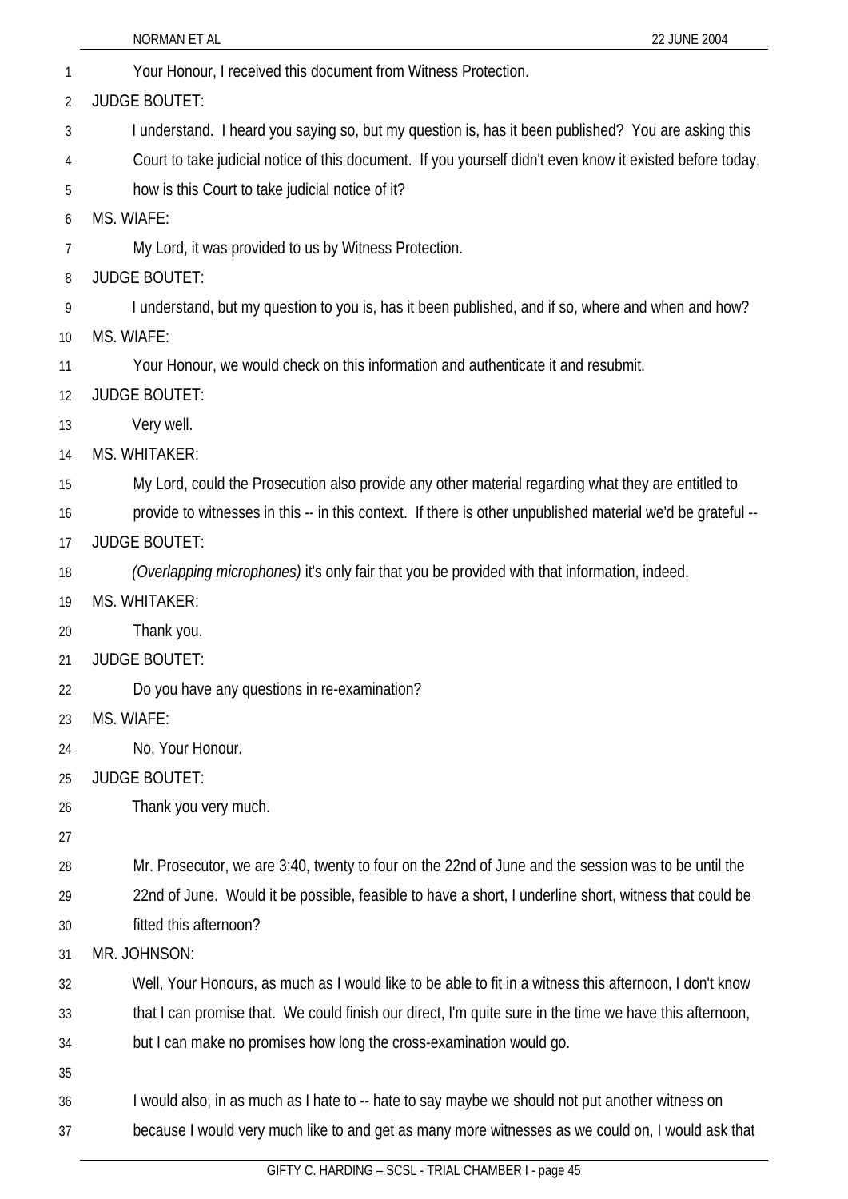Your Honour, I received this document from Witness Protection.

JUDGE BOUTET:

I understand. I heard you saying so, but my question is, has it been published? You are asking this Court to take judicial notice of this document. If you yourself didn't even know it existed before today, how is this Court to take judicial notice of it?

MS. WIAFE:

My Lord, it was provided to us by Witness Protection.

JUDGE BOUTET:

I understand, but my question to you is, has it been published, and if so, where and when and how?

MS. WIAFE:

Your Honour, we would check on this information and authenticate it and resubmit.

JUDGE BOUTET:

Very well.

MS. WHITAKER:

My Lord, could the Prosecution also provide any other material regarding what they are entitled to provide to witnesses in this -- in this context. If there is other unpublished material we'd be grateful --

JUDGE BOUTET:

*(Overlapping microphones)* it's only fair that you be provided with that information, indeed.

MS. WHITAKER:

Thank you.

JUDGE BOUTET:

Do you have any questions in re-examination?

MS. WIAFE:

No, Your Honour.

JUDGE BOUTET:

Thank you very much.

Mr. Prosecutor, we are 3:40, twenty to four on the 22nd of June and the session was to be until the 22nd of June. Would it be possible, feasible to have a short, I underline short, witness that could be fitted this afternoon?

MR. JOHNSON:

Well, Your Honours, as much as I would like to be able to fit in a witness this afternoon, I don't know that I can promise that. We could finish our direct, I'm quite sure in the time we have this afternoon, but I can make no promises how long the cross-examination would go.

I would also, in as much as I hate to -- hate to say maybe we should not put another witness on because I would very much like to and get as many more witnesses as we could on, I would ask that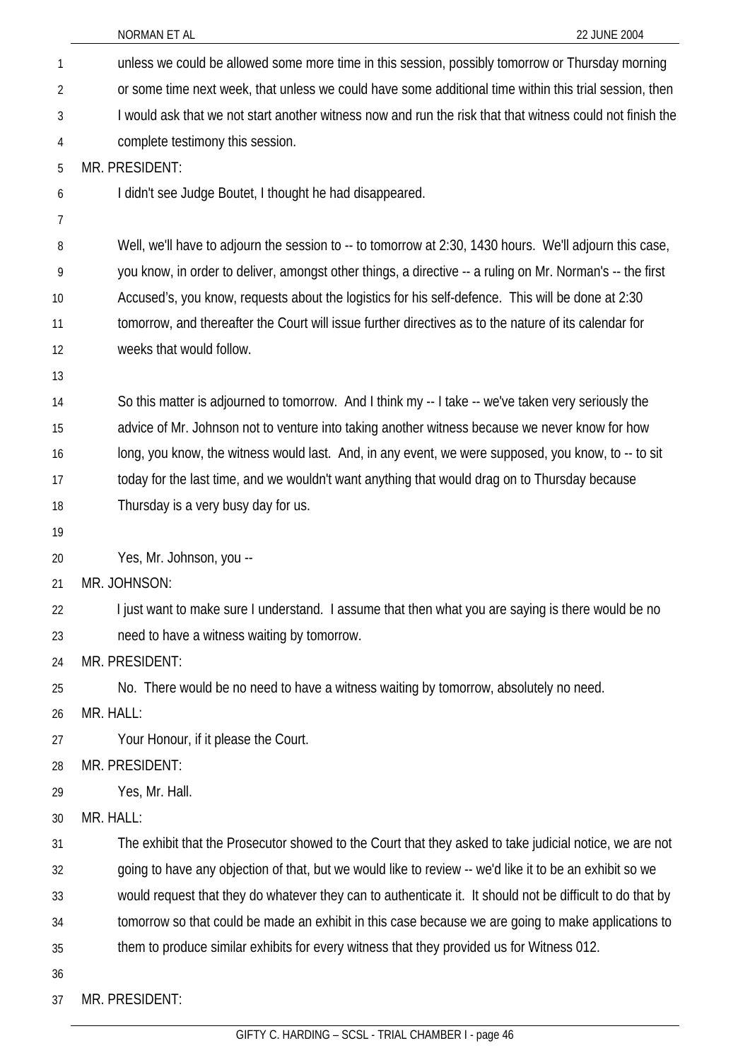unless we could be allowed some more time in this session, possibly tomorrow or Thursday morning or some time next week, that unless we could have some additional time within this trial session, then I would ask that we not start another witness now and run the risk that that witness could not finish the complete testimony this session.

MR. PRESIDENT:

I didn't see Judge Boutet, I thought he had disappeared.

Well, we'll have to adjourn the session to -- to tomorrow at 2:30, 1430 hours. We'll adjourn this case, you know, in order to deliver, amongst other things, a directive -- a ruling on Mr. Norman's -- the first Accused's, you know, requests about the logistics for his self-defence. This will be done at 2:30 tomorrow, and thereafter the Court will issue further directives as to the nature of its calendar for weeks that would follow.

So this matter is adjourned to tomorrow. And I think my -- I take -- we've taken very seriously the advice of Mr. Johnson not to venture into taking another witness because we never know for how long, you know, the witness would last. And, in any event, we were supposed, you know, to -- to sit today for the last time, and we wouldn't want anything that would drag on to Thursday because Thursday is a very busy day for us.

Yes, Mr. Johnson, you --

MR. JOHNSON:

I just want to make sure I understand. I assume that then what you are saying is there would be no need to have a witness waiting by tomorrow.

MR. PRESIDENT:

No. There would be no need to have a witness waiting by tomorrow, absolutely no need.

MR. HALL:

Your Honour, if it please the Court.

MR. PRESIDENT:

Yes, Mr. Hall.

MR. HALL:

The exhibit that the Prosecutor showed to the Court that they asked to take judicial notice, we are not going to have any objection of that, but we would like to review -- we'd like it to be an exhibit so we would request that they do whatever they can to authenticate it. It should not be difficult to do that by tomorrow so that could be made an exhibit in this case because we are going to make applications to them to produce similar exhibits for every witness that they provided us for Witness 012.

MR. PRESIDENT: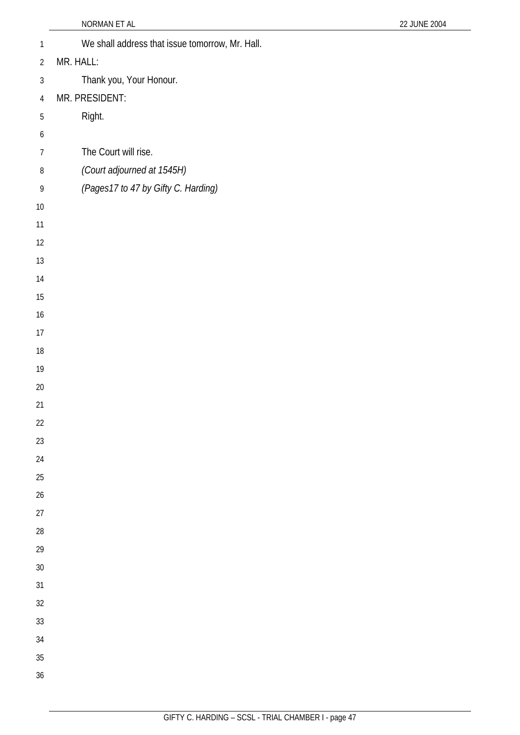We shall address that issue tomorrow, Mr. Hall.

MR. HALL:

Thank you, Your Honour.

MR. PRESIDENT:

Right.

The Court will rise.

*(Court adjourned at 1545H)*

*(Pages17 to 47 by Gifty C. Harding)*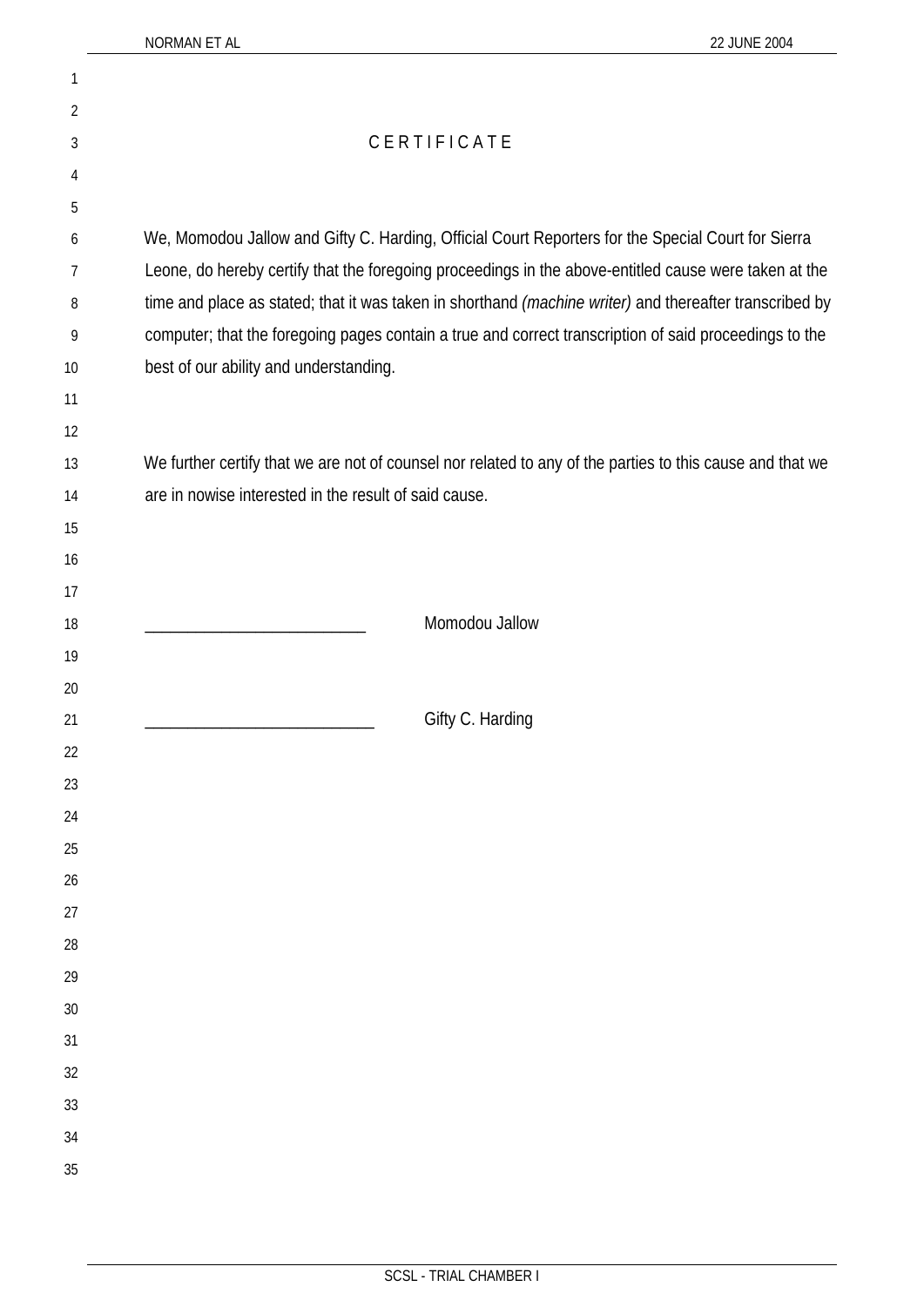# CERTIFICATE

We, Momodou Jallow and Gifty C. Harding, Official Court Reporters for the Special Court for Sierra Leone, do hereby certify that the foregoing proceedings in the above-entitled cause were taken at the time and place as stated; that it was taken in shorthand *(machine writer)* and thereafter transcribed by computer; that the foregoing pages contain a true and correct transcription of said proceedings to the best of our ability and understanding.

We further certify that we are not of counsel nor related to any of the parties to this cause and that we are in nowise interested in the result of said cause.

___________________________ Momodou Jallow

____________________________ Gifty C. Harding